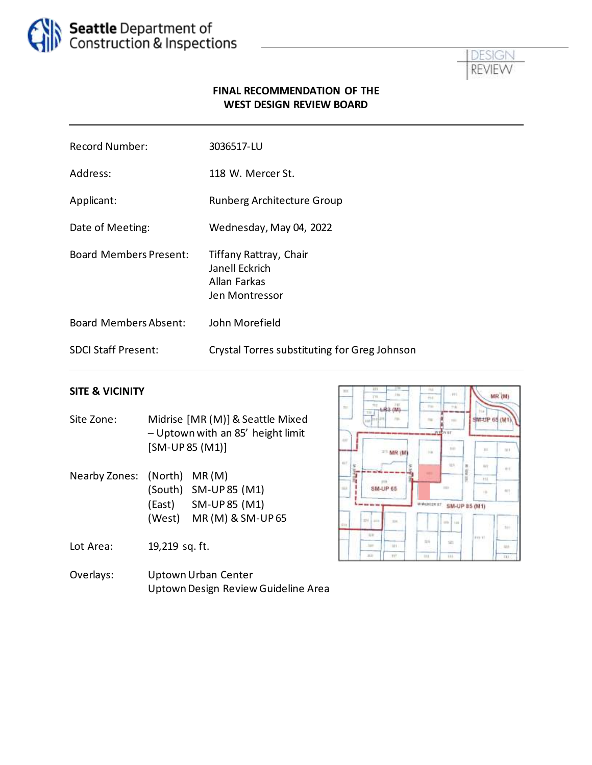Seattle Department of Construction & Inspections

DESIGN REVIEW

## FINAL RECOMMENDATION OF THE WEST DESIGN REVIEW BOARD

| | |
|---|---|
| Record Number: | 3036517-LU |
| Address: | 118 W. Mercer St. |
| Applicant: | Runberg Architecture Group |
| Date of Meeting: | Wednesday, May 04, 2022 |
| Board Members Present: | Tiffany Rattray, Chair<br>Janell Eckrich<br>Allan Farkas<br>Jen Montressor |
| Board Members Absent: | John Morefield |
| SDCI Staff Present: | Crystal Torres substituting for Greg Johnson |

### SITE & VICINITY

Site Zone: Midrise [MR (M)] & Seattle Mixed – Uptown with an 85' height limit [SM-UP 85 (M1)]

Nearby Zones:
- (North) MR (M)
- (South) SM-UP 85 (M1)
- (East) SM-UP 85 (M1)
- (West) MR (M) & SM-UP 65

Lot Area: 19,219 sq. ft.

Overlays: Uptown Urban Center
Uptown Design Review Guideline Area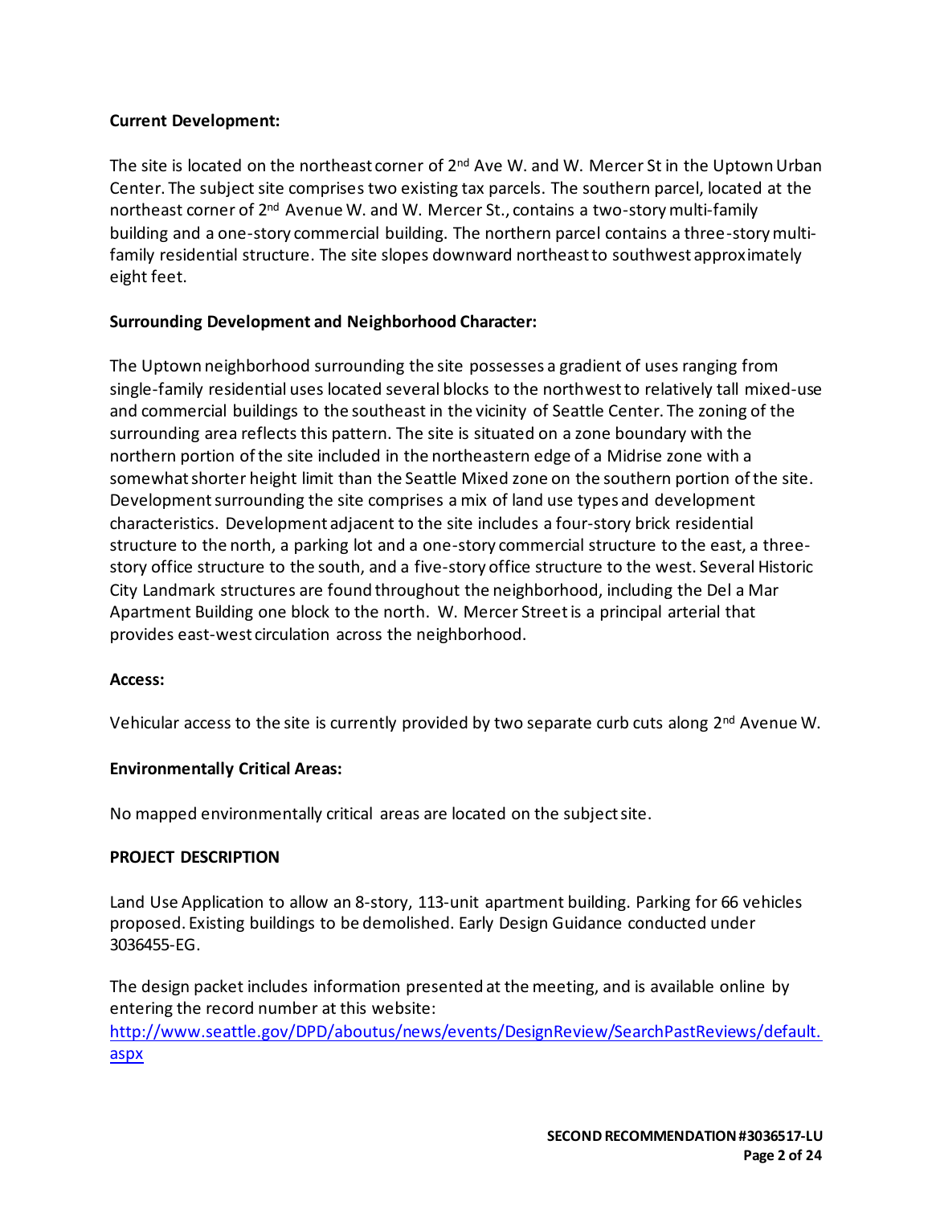**Current Development:**

The site is located on the northeast corner of 2nd Ave W. and W. Mercer St in the Uptown Urban Center. The subject site comprises two existing tax parcels. The southern parcel, located at the northeast corner of 2nd Avenue W. and W. Mercer St., contains a two-story multi-family building and a one-story commercial building. The northern parcel contains a three-story multi-family residential structure. The site slopes downward northeast to southwest approximately eight feet.

**Surrounding Development and Neighborhood Character:**

The Uptown neighborhood surrounding the site possesses a gradient of uses ranging from single-family residential uses located several blocks to the northwest to relatively tall mixed-use and commercial buildings to the southeast in the vicinity of Seattle Center. The zoning of the surrounding area reflects this pattern. The site is situated on a zone boundary with the northern portion of the site included in the northeastern edge of a Midrise zone with a somewhat shorter height limit than the Seattle Mixed zone on the southern portion of the site. Development surrounding the site comprises a mix of land use types and development characteristics. Development adjacent to the site includes a four-story brick residential structure to the north, a parking lot and a one-story commercial structure to the east, a three-story office structure to the south, and a five-story office structure to the west. Several Historic City Landmark structures are found throughout the neighborhood, including the Del a Mar Apartment Building one block to the north. W. Mercer Street is a principal arterial that provides east-west circulation across the neighborhood.

**Access:**

Vehicular access to the site is currently provided by two separate curb cuts along 2nd Avenue W.

**Environmentally Critical Areas:**

No mapped environmentally critical areas are located on the subject site.

**PROJECT DESCRIPTION**

Land Use Application to allow an 8-story, 113-unit apartment building. Parking for 66 vehicles proposed. Existing buildings to be demolished. Early Design Guidance conducted under 3036455-EG.

The design packet includes information presented at the meeting, and is available online by entering the record number at this website:
[http://www.seattle.gov/DPD/aboutus/news/events/DesignReview/SearchPastReviews/default.aspx](http://www.seattle.gov/DPD/aboutus/news/events/DesignReview/SearchPastReviews/default.aspx)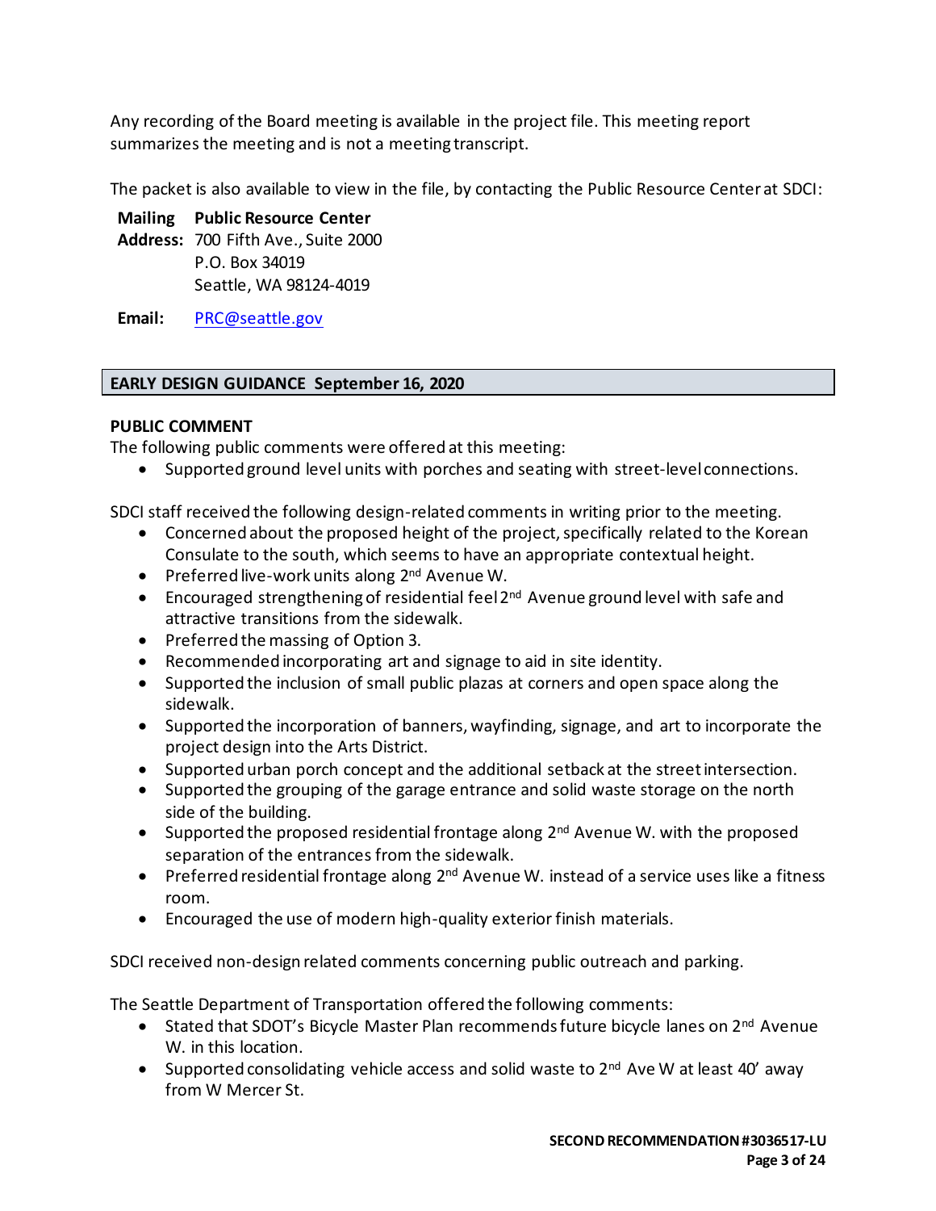Any recording of the Board meeting is available in the project file. This meeting report summarizes the meeting and is not a meeting transcript.

The packet is also available to view in the file, by contacting the Public Resource Center at SDCI:

**Mailing Address:** **Public Resource Center**
700 Fifth Ave., Suite 2000
P.O. Box 34019
Seattle, WA 98124-4019

**Email:** PRC@seattle.gov

## EARLY DESIGN GUIDANCE September 16, 2020

### PUBLIC COMMENT

The following public comments were offered at this meeting:

- Supported ground level units with porches and seating with street-level connections.

SDCI staff received the following design-related comments in writing prior to the meeting.

- Concerned about the proposed height of the project, specifically related to the Korean Consulate to the south, which seems to have an appropriate contextual height.
- Preferred live-work units along 2nd Avenue W.
- Encouraged strengthening of residential feel 2nd Avenue ground level with safe and attractive transitions from the sidewalk.
- Preferred the massing of Option 3.
- Recommended incorporating art and signage to aid in site identity.
- Supported the inclusion of small public plazas at corners and open space along the sidewalk.
- Supported the incorporation of banners, wayfinding, signage, and art to incorporate the project design into the Arts District.
- Supported urban porch concept and the additional setback at the street intersection.
- Supported the grouping of the garage entrance and solid waste storage on the north side of the building.
- Supported the proposed residential frontage along 2nd Avenue W. with the proposed separation of the entrances from the sidewalk.
- Preferred residential frontage along 2nd Avenue W. instead of a service uses like a fitness room.
- Encouraged the use of modern high-quality exterior finish materials.

SDCI received non-design related comments concerning public outreach and parking.

The Seattle Department of Transportation offered the following comments:

- Stated that SDOT's Bicycle Master Plan recommends future bicycle lanes on 2nd Avenue W. in this location.
- Supported consolidating vehicle access and solid waste to 2nd Ave W at least 40' away from W Mercer St.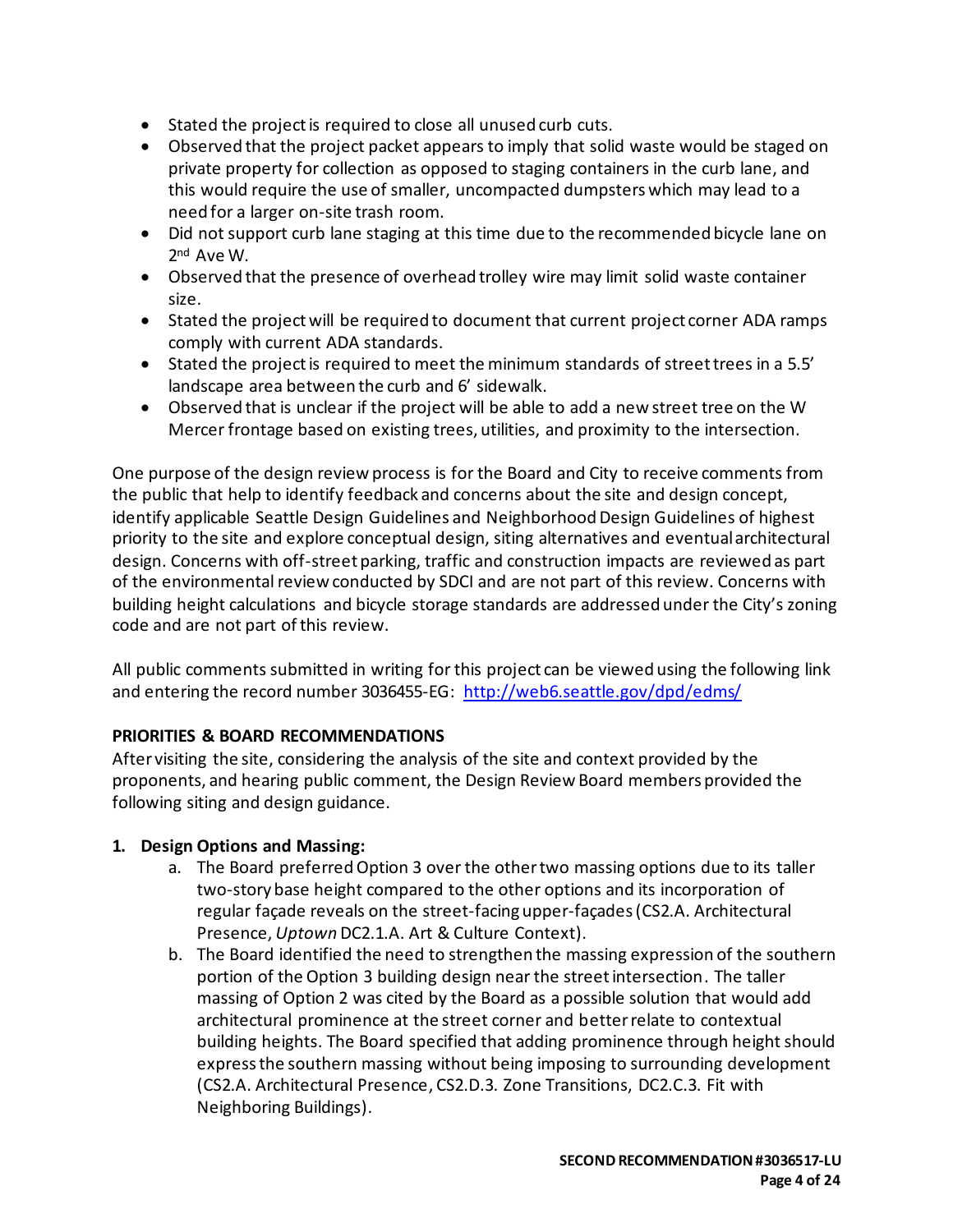- Stated the project is required to close all unused curb cuts.
- Observed that the project packet appears to imply that solid waste would be staged on private property for collection as opposed to staging containers in the curb lane, and this would require the use of smaller, uncompacted dumpsters which may lead to a need for a larger on-site trash room.
- Did not support curb lane staging at this time due to the recommended bicycle lane on 2nd Ave W.
- Observed that the presence of overhead trolley wire may limit solid waste container size.
- Stated the project will be required to document that current project corner ADA ramps comply with current ADA standards.
- Stated the project is required to meet the minimum standards of street trees in a 5.5' landscape area between the curb and 6' sidewalk.
- Observed that is unclear if the project will be able to add a new street tree on the W Mercer frontage based on existing trees, utilities, and proximity to the intersection.

One purpose of the design review process is for the Board and City to receive comments from the public that help to identify feedback and concerns about the site and design concept, identify applicable Seattle Design Guidelines and Neighborhood Design Guidelines of highest priority to the site and explore conceptual design, siting alternatives and eventual architectural design. Concerns with off-street parking, traffic and construction impacts are reviewed as part of the environmental review conducted by SDCI and are not part of this review. Concerns with building height calculations and bicycle storage standards are addressed under the City's zoning code and are not part of this review.

All public comments submitted in writing for this project can be viewed using the following link and entering the record number 3036455-EG: http://web6.seattle.gov/dpd/edms/

**PRIORITIES & BOARD RECOMMENDATIONS**

After visiting the site, considering the analysis of the site and context provided by the proponents, and hearing public comment, the Design Review Board members provided the following siting and design guidance.

1. **Design Options and Massing:**
   a. The Board preferred Option 3 over the other two massing options due to its taller two-story base height compared to the other options and its incorporation of regular façade reveals on the street-facing upper-façades (CS2.A. Architectural Presence, *Uptown* DC2.1.A. Art & Culture Context).
   b. The Board identified the need to strengthen the massing expression of the southern portion of the Option 3 building design near the street intersection. The taller massing of Option 2 was cited by the Board as a possible solution that would add architectural prominence at the street corner and better relate to contextual building heights. The Board specified that adding prominence through height should express the southern massing without being imposing to surrounding development (CS2.A. Architectural Presence, CS2.D.3. Zone Transitions, DC2.C.3. Fit with Neighboring Buildings).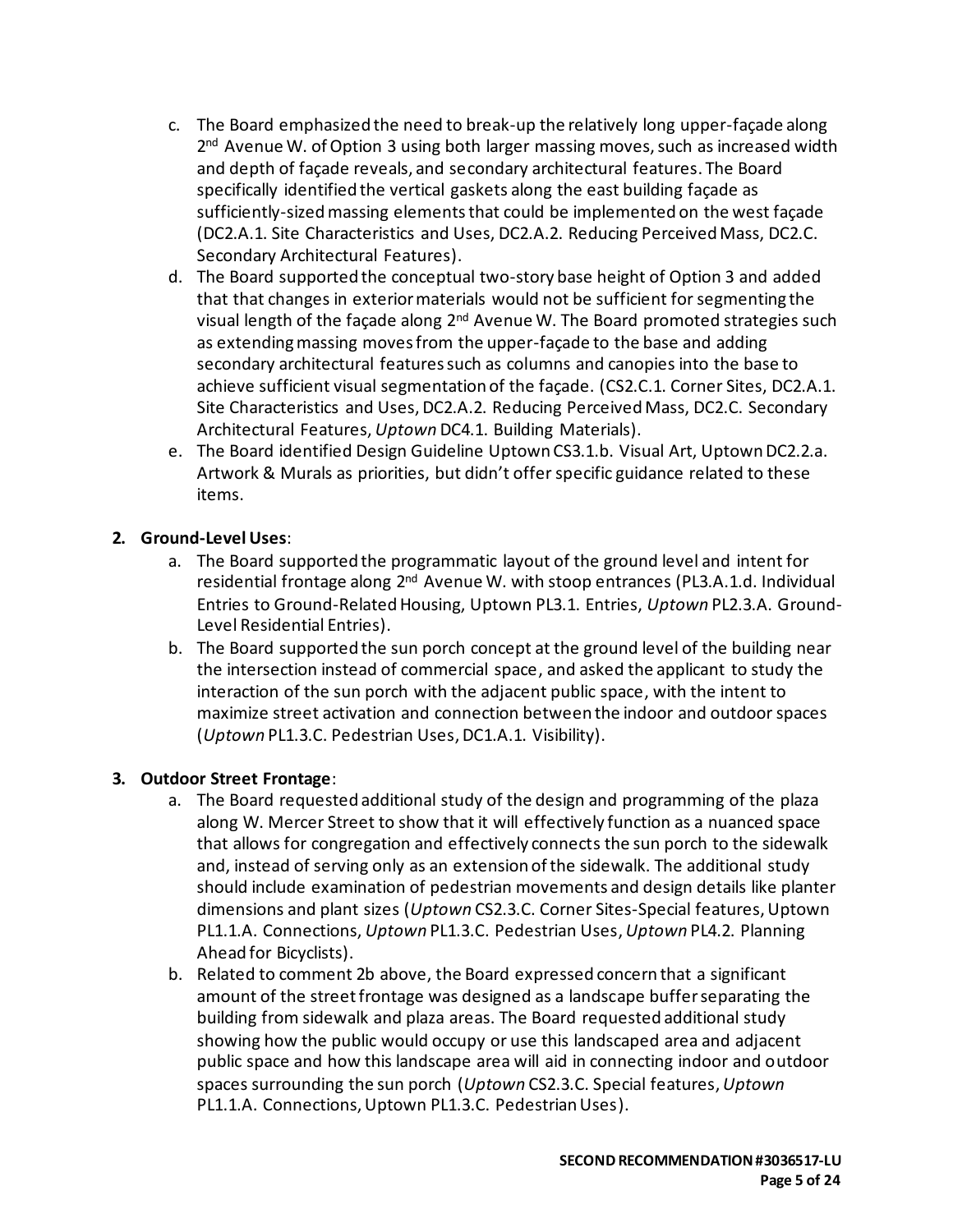c. The Board emphasized the need to break-up the relatively long upper-façade along 2nd Avenue W. of Option 3 using both larger massing moves, such as increased width and depth of façade reveals, and secondary architectural features. The Board specifically identified the vertical gaskets along the east building façade as sufficiently-sized massing elements that could be implemented on the west façade (DC2.A.1. Site Characteristics and Uses, DC2.A.2. Reducing Perceived Mass, DC2.C. Secondary Architectural Features).

d. The Board supported the conceptual two-story base height of Option 3 and added that that changes in exterior materials would not be sufficient for segmenting the visual length of the façade along 2nd Avenue W. The Board promoted strategies such as extending massing moves from the upper-façade to the base and adding secondary architectural features such as columns and canopies into the base to achieve sufficient visual segmentation of the façade. (CS2.C.1. Corner Sites, DC2.A.1. Site Characteristics and Uses, DC2.A.2. Reducing Perceived Mass, DC2.C. Secondary Architectural Features, *Uptown* DC4.1. Building Materials).

e. The Board identified Design Guideline Uptown CS3.1.b. Visual Art, Uptown DC2.2.a. Artwork & Murals as priorities, but didn't offer specific guidance related to these items.

**2. Ground-Level Uses**:

a. The Board supported the programmatic layout of the ground level and intent for residential frontage along 2nd Avenue W. with stoop entrances (PL3.A.1.d. Individual Entries to Ground-Related Housing, Uptown PL3.1. Entries, *Uptown* PL2.3.A. Ground-Level Residential Entries).

b. The Board supported the sun porch concept at the ground level of the building near the intersection instead of commercial space, and asked the applicant to study the interaction of the sun porch with the adjacent public space, with the intent to maximize street activation and connection between the indoor and outdoor spaces (*Uptown* PL1.3.C. Pedestrian Uses, DC1.A.1. Visibility).

**3. Outdoor Street Frontage**:

a. The Board requested additional study of the design and programming of the plaza along W. Mercer Street to show that it will effectively function as a nuanced space that allows for congregation and effectively connects the sun porch to the sidewalk and, instead of serving only as an extension of the sidewalk. The additional study should include examination of pedestrian movements and design details like planter dimensions and plant sizes (*Uptown* CS2.3.C. Corner Sites-Special features, Uptown PL1.1.A. Connections, *Uptown* PL1.3.C. Pedestrian Uses, *Uptown* PL4.2. Planning Ahead for Bicyclists).

b. Related to comment 2b above, the Board expressed concern that a significant amount of the street frontage was designed as a landscape buffer separating the building from sidewalk and plaza areas. The Board requested additional study showing how the public would occupy or use this landscaped area and adjacent public space and how this landscape area will aid in connecting indoor and outdoor spaces surrounding the sun porch (*Uptown* CS2.3.C. Special features, *Uptown* PL1.1.A. Connections, Uptown PL1.3.C. Pedestrian Uses).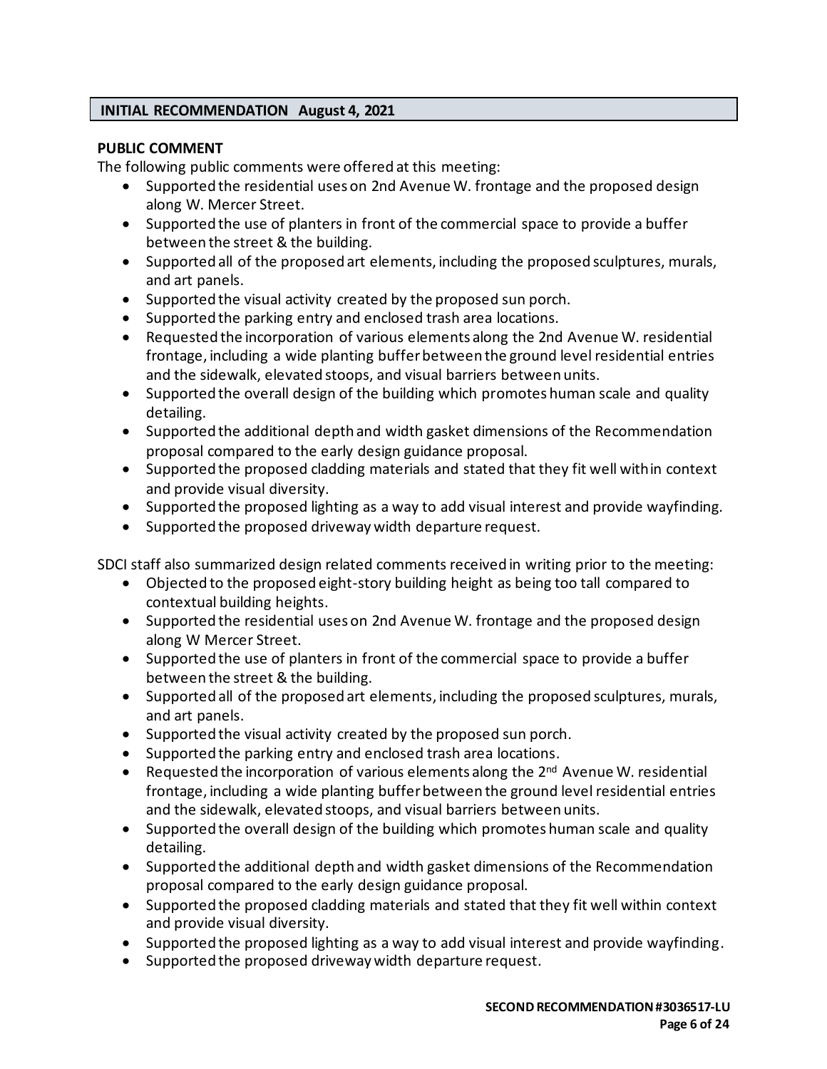## INITIAL RECOMMENDATION August 4, 2021

**PUBLIC COMMENT**

The following public comments were offered at this meeting:

- Supported the residential uses on 2nd Avenue W. frontage and the proposed design along W. Mercer Street.
- Supported the use of planters in front of the commercial space to provide a buffer between the street & the building.
- Supported all of the proposed art elements, including the proposed sculptures, murals, and art panels.
- Supported the visual activity created by the proposed sun porch.
- Supported the parking entry and enclosed trash area locations.
- Requested the incorporation of various elements along the 2nd Avenue W. residential frontage, including a wide planting buffer between the ground level residential entries and the sidewalk, elevated stoops, and visual barriers between units.
- Supported the overall design of the building which promotes human scale and quality detailing.
- Supported the additional depth and width gasket dimensions of the Recommendation proposal compared to the early design guidance proposal.
- Supported the proposed cladding materials and stated that they fit well within context and provide visual diversity.
- Supported the proposed lighting as a way to add visual interest and provide wayfinding.
- Supported the proposed driveway width departure request.

SDCI staff also summarized design related comments received in writing prior to the meeting:

- Objected to the proposed eight-story building height as being too tall compared to contextual building heights.
- Supported the residential uses on 2nd Avenue W. frontage and the proposed design along W Mercer Street.
- Supported the use of planters in front of the commercial space to provide a buffer between the street & the building.
- Supported all of the proposed art elements, including the proposed sculptures, murals, and art panels.
- Supported the visual activity created by the proposed sun porch.
- Supported the parking entry and enclosed trash area locations.
- Requested the incorporation of various elements along the 2nd Avenue W. residential frontage, including a wide planting buffer between the ground level residential entries and the sidewalk, elevated stoops, and visual barriers between units.
- Supported the overall design of the building which promotes human scale and quality detailing.
- Supported the additional depth and width gasket dimensions of the Recommendation proposal compared to the early design guidance proposal.
- Supported the proposed cladding materials and stated that they fit well within context and provide visual diversity.
- Supported the proposed lighting as a way to add visual interest and provide wayfinding.
- Supported the proposed driveway width departure request.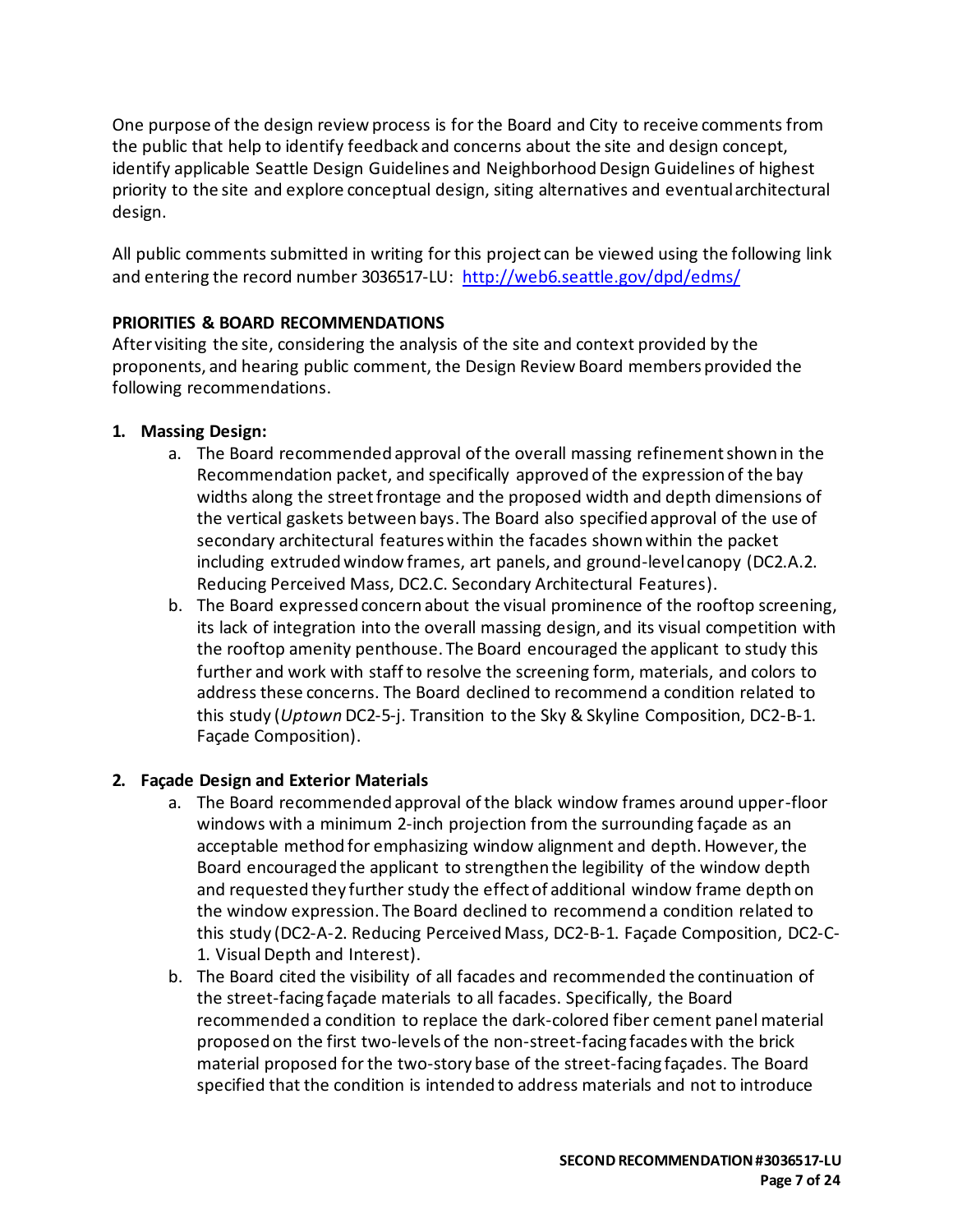One purpose of the design review process is for the Board and City to receive comments from the public that help to identify feedback and concerns about the site and design concept, identify applicable Seattle Design Guidelines and Neighborhood Design Guidelines of highest priority to the site and explore conceptual design, siting alternatives and eventual architectural design.

All public comments submitted in writing for this project can be viewed using the following link and entering the record number 3036517-LU: http://web6.seattle.gov/dpd/edms/

**PRIORITIES & BOARD RECOMMENDATIONS**

After visiting the site, considering the analysis of the site and context provided by the proponents, and hearing public comment, the Design Review Board members provided the following recommendations.

1. **Massing Design:**
    a. The Board recommended approval of the overall massing refinement shown in the Recommendation packet, and specifically approved of the expression of the bay widths along the street frontage and the proposed width and depth dimensions of the vertical gaskets between bays. The Board also specified approval of the use of secondary architectural features within the facades shown within the packet including extruded window frames, art panels, and ground-level canopy (DC2.A.2. Reducing Perceived Mass, DC2.C. Secondary Architectural Features).
    b. The Board expressed concern about the visual prominence of the rooftop screening, its lack of integration into the overall massing design, and its visual competition with the rooftop amenity penthouse. The Board encouraged the applicant to study this further and work with staff to resolve the screening form, materials, and colors to address these concerns. The Board declined to recommend a condition related to this study (*Uptown* DC2-5-j. Transition to the Sky & Skyline Composition, DC2-B-1. Façade Composition).

2. **Façade Design and Exterior Materials**
    a. The Board recommended approval of the black window frames around upper-floor windows with a minimum 2-inch projection from the surrounding façade as an acceptable method for emphasizing window alignment and depth. However, the Board encouraged the applicant to strengthen the legibility of the window depth and requested they further study the effect of additional window frame depth on the window expression. The Board declined to recommend a condition related to this study (DC2-A-2. Reducing Perceived Mass, DC2-B-1. Façade Composition, DC2-C-1. Visual Depth and Interest).
    b. The Board cited the visibility of all facades and recommended the continuation of the street-facing façade materials to all facades. Specifically, the Board recommended a condition to replace the dark-colored fiber cement panel material proposed on the first two-levels of the non-street-facing facades with the brick material proposed for the two-story base of the street-facing façades. The Board specified that the condition is intended to address materials and not to introduce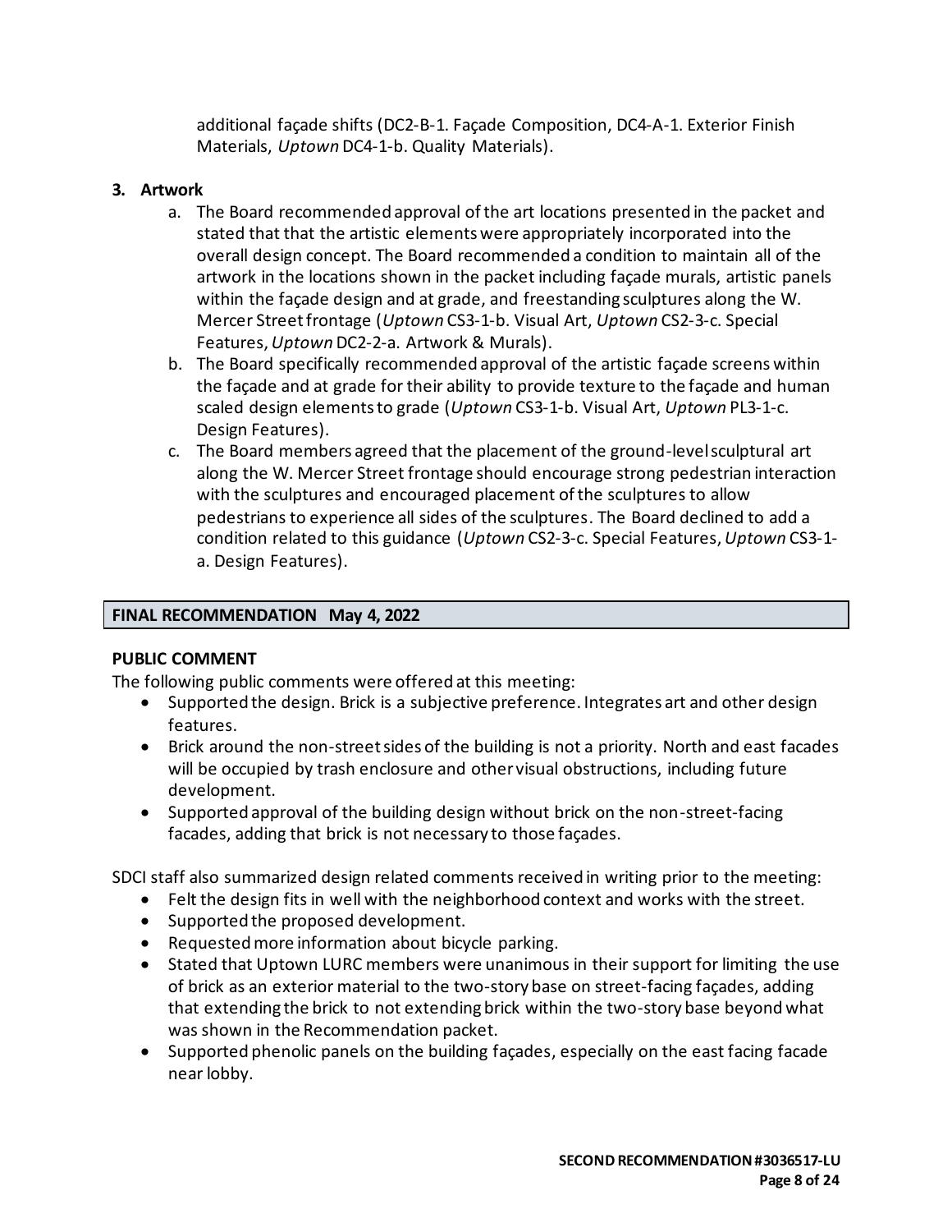additional façade shifts (DC2-B-1. Façade Composition, DC4-A-1. Exterior Finish Materials, *Uptown* DC4-1-b. Quality Materials).

**3. Artwork**

a. The Board recommended approval of the art locations presented in the packet and stated that that the artistic elements were appropriately incorporated into the overall design concept. The Board recommended a condition to maintain all of the artwork in the locations shown in the packet including façade murals, artistic panels within the façade design and at grade, and freestanding sculptures along the W. Mercer Street frontage (*Uptown* CS3-1-b. Visual Art, *Uptown* CS2-3-c. Special Features, *Uptown* DC2-2-a. Artwork & Murals).

b. The Board specifically recommended approval of the artistic façade screens within the façade and at grade for their ability to provide texture to the façade and human scaled design elements to grade (*Uptown* CS3-1-b. Visual Art, *Uptown* PL3-1-c. Design Features).

c. The Board members agreed that the placement of the ground-level sculptural art along the W. Mercer Street frontage should encourage strong pedestrian interaction with the sculptures and encouraged placement of the sculptures to allow pedestrians to experience all sides of the sculptures. The Board declined to add a condition related to this guidance (*Uptown* CS2-3-c. Special Features, *Uptown* CS3-1-a. Design Features).

## FINAL RECOMMENDATION May 4, 2022

### PUBLIC COMMENT

The following public comments were offered at this meeting:

- Supported the design. Brick is a subjective preference. Integrates art and other design features.
- Brick around the non-street sides of the building is not a priority. North and east facades will be occupied by trash enclosure and other visual obstructions, including future development.
- Supported approval of the building design without brick on the non-street-facing facades, adding that brick is not necessary to those façades.

SDCI staff also summarized design related comments received in writing prior to the meeting:

- Felt the design fits in well with the neighborhood context and works with the street.
- Supported the proposed development.
- Requested more information about bicycle parking.
- Stated that Uptown LURC members were unanimous in their support for limiting the use of brick as an exterior material to the two-story base on street-facing façades, adding that extending the brick to not extending brick within the two-story base beyond what was shown in the Recommendation packet.
- Supported phenolic panels on the building façades, especially on the east facing facade near lobby.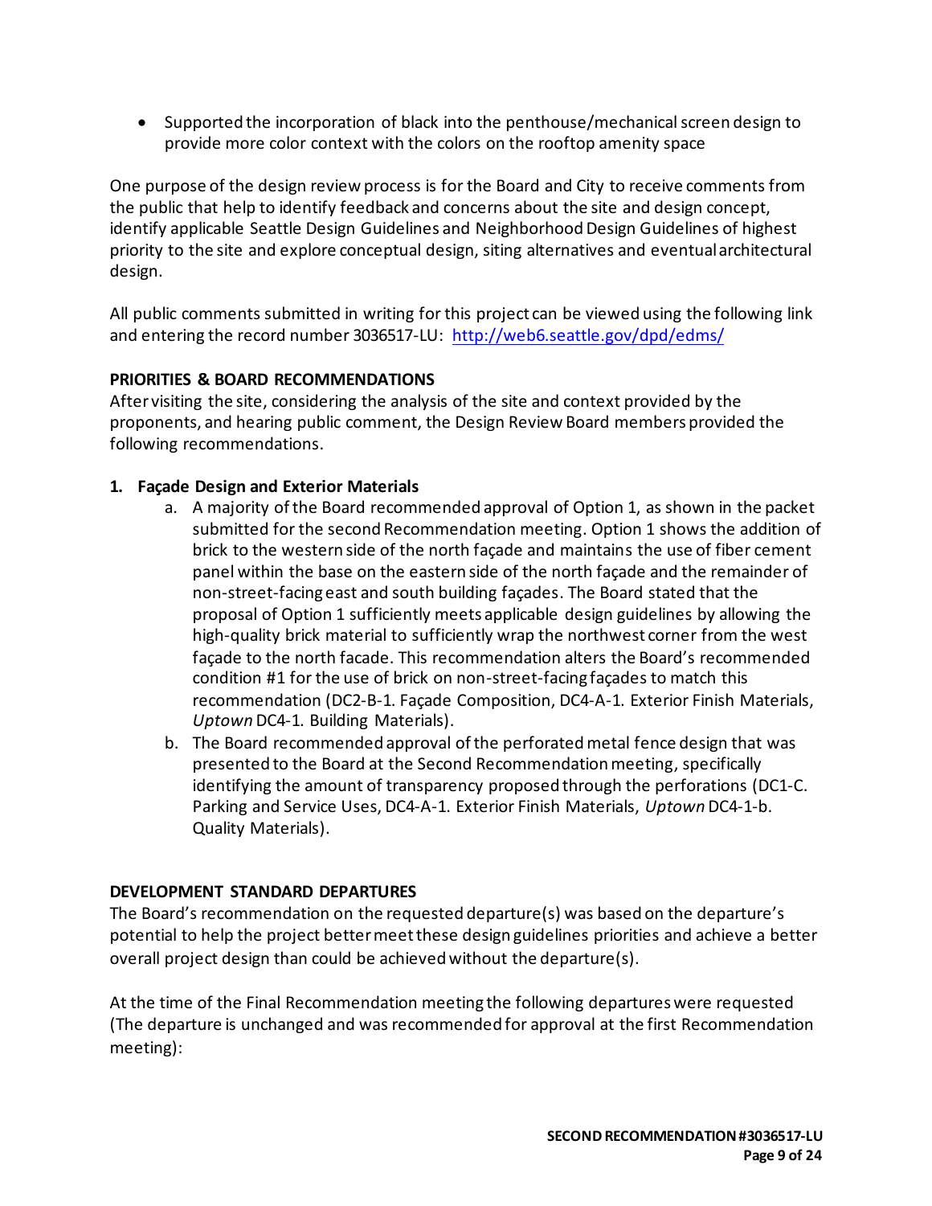- Supported the incorporation of black into the penthouse/mechanical screen design to provide more color context with the colors on the rooftop amenity space

One purpose of the design review process is for the Board and City to receive comments from the public that help to identify feedback and concerns about the site and design concept, identify applicable Seattle Design Guidelines and Neighborhood Design Guidelines of highest priority to the site and explore conceptual design, siting alternatives and eventual architectural design.

All public comments submitted in writing for this project can be viewed using the following link and entering the record number 3036517-LU: http://web6.seattle.gov/dpd/edms/

## PRIORITIES & BOARD RECOMMENDATIONS

After visiting the site, considering the analysis of the site and context provided by the proponents, and hearing public comment, the Design Review Board members provided the following recommendations.

1. **Façade Design and Exterior Materials**
    a. A majority of the Board recommended approval of Option 1, as shown in the packet submitted for the second Recommendation meeting. Option 1 shows the addition of brick to the western side of the north façade and maintains the use of fiber cement panel within the base on the eastern side of the north façade and the remainder of non-street-facing east and south building façades. The Board stated that the proposal of Option 1 sufficiently meets applicable design guidelines by allowing the high-quality brick material to sufficiently wrap the northwest corner from the west façade to the north facade. This recommendation alters the Board's recommended condition #1 for the use of brick on non-street-facing façades to match this recommendation (DC2-B-1. Façade Composition, DC4-A-1. Exterior Finish Materials, *Uptown* DC4-1. Building Materials).
    b. The Board recommended approval of the perforated metal fence design that was presented to the Board at the Second Recommendation meeting, specifically identifying the amount of transparency proposed through the perforations (DC1-C. Parking and Service Uses, DC4-A-1. Exterior Finish Materials, *Uptown* DC4-1-b. Quality Materials).

## DEVELOPMENT STANDARD DEPARTURES

The Board's recommendation on the requested departure(s) was based on the departure's potential to help the project better meet these design guidelines priorities and achieve a better overall project design than could be achieved without the departure(s).

At the time of the Final Recommendation meeting the following departures were requested (The departure is unchanged and was recommended for approval at the first Recommendation meeting):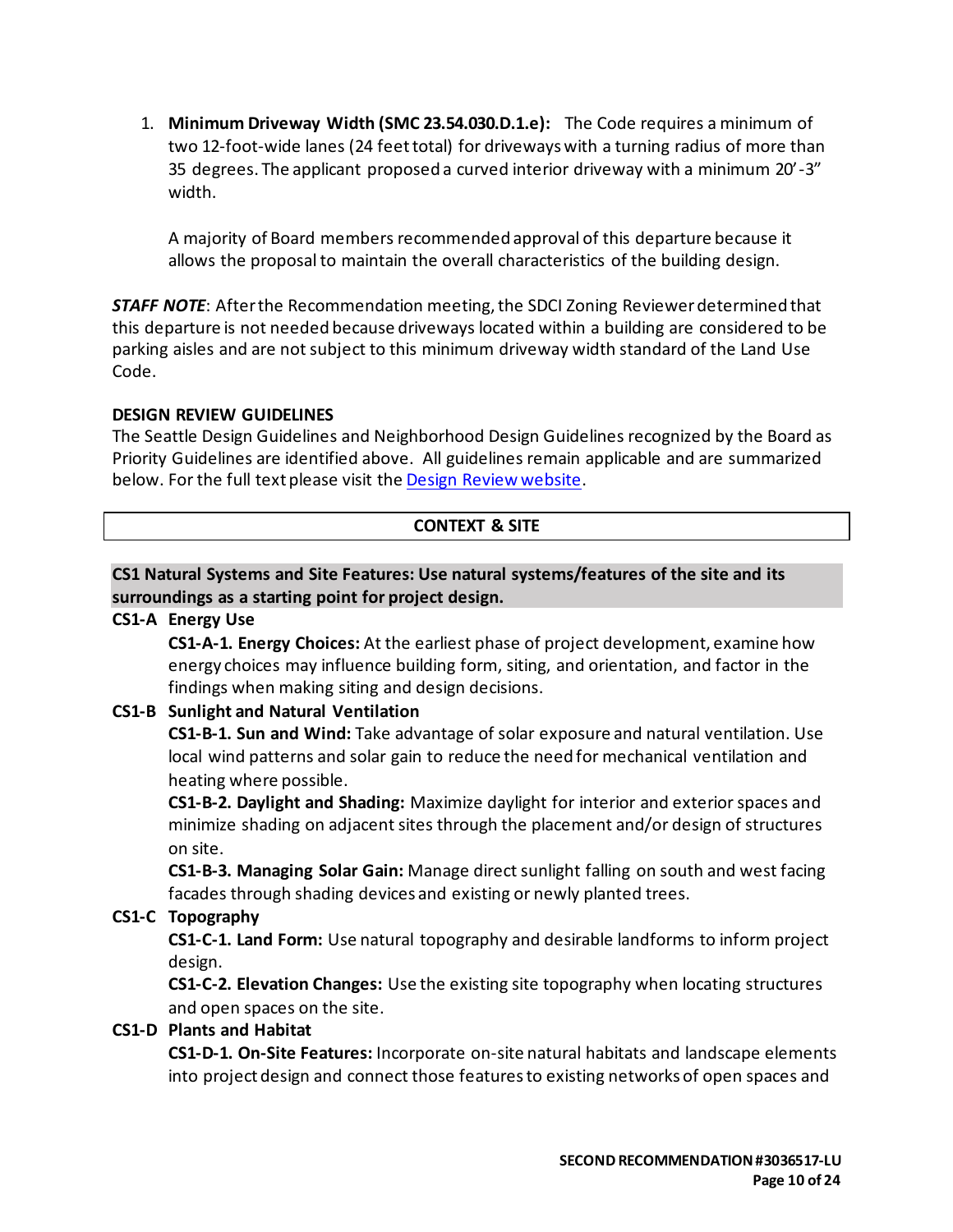1. **Minimum Driveway Width (SMC 23.54.030.D.1.e):** The Code requires a minimum of two 12-foot-wide lanes (24 feet total) for driveways with a turning radius of more than 35 degrees. The applicant proposed a curved interior driveway with a minimum 20'-3" width.

   A majority of Board members recommended approval of this departure because it allows the proposal to maintain the overall characteristics of the building design.

***STAFF NOTE***: After the Recommendation meeting, the SDCI Zoning Reviewer determined that this departure is not needed because driveways located within a building are considered to be parking aisles and are not subject to this minimum driveway width standard of the Land Use Code.

**DESIGN REVIEW GUIDELINES**

The Seattle Design Guidelines and Neighborhood Design Guidelines recognized by the Board as Priority Guidelines are identified above. All guidelines remain applicable and are summarized below. For the full text please visit the Design Review website.

## CONTEXT & SITE

**CS1 Natural Systems and Site Features: Use natural systems/features of the site and its surroundings as a starting point for project design.**

**CS1-A Energy Use**

**CS1-A-1. Energy Choices:** At the earliest phase of project development, examine how energy choices may influence building form, siting, and orientation, and factor in the findings when making siting and design decisions.

**CS1-B Sunlight and Natural Ventilation**

**CS1-B-1. Sun and Wind:** Take advantage of solar exposure and natural ventilation. Use local wind patterns and solar gain to reduce the need for mechanical ventilation and heating where possible.

**CS1-B-2. Daylight and Shading:** Maximize daylight for interior and exterior spaces and minimize shading on adjacent sites through the placement and/or design of structures on site.

**CS1-B-3. Managing Solar Gain:** Manage direct sunlight falling on south and west facing facades through shading devices and existing or newly planted trees.

**CS1-C Topography**

**CS1-C-1. Land Form:** Use natural topography and desirable landforms to inform project design.

**CS1-C-2. Elevation Changes:** Use the existing site topography when locating structures and open spaces on the site.

**CS1-D Plants and Habitat**

**CS1-D-1. On-Site Features:** Incorporate on-site natural habitats and landscape elements into project design and connect those features to existing networks of open spaces and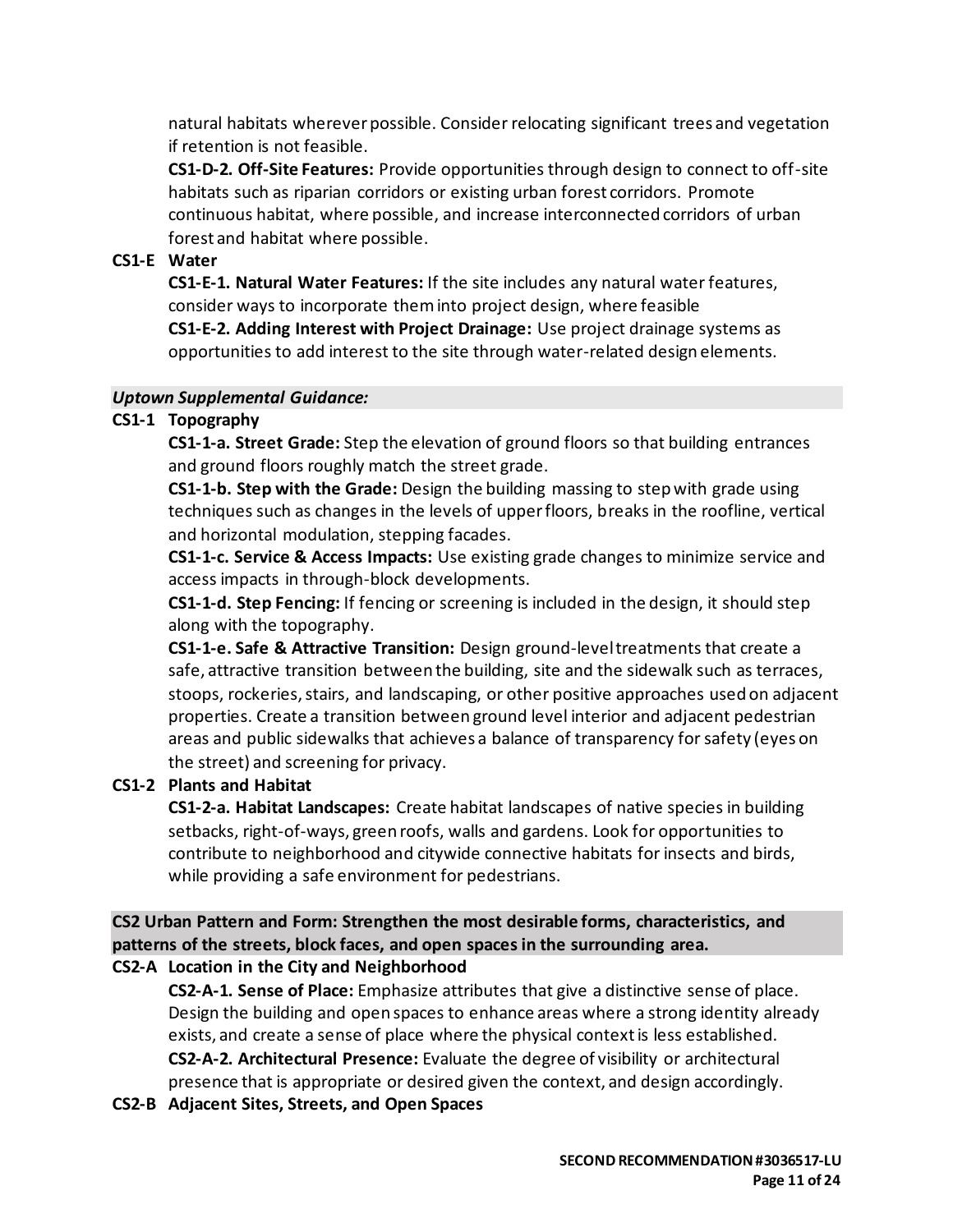natural habitats wherever possible. Consider relocating significant trees and vegetation if retention is not feasible.

**CS1-D-2. Off-Site Features:** Provide opportunities through design to connect to off-site habitats such as riparian corridors or existing urban forest corridors. Promote continuous habitat, where possible, and increase interconnected corridors of urban forest and habitat where possible.

**CS1-E Water**

**CS1-E-1. Natural Water Features:** If the site includes any natural water features, consider ways to incorporate them into project design, where feasible

**CS1-E-2. Adding Interest with Project Drainage:** Use project drainage systems as opportunities to add interest to the site through water-related design elements.

***Uptown Supplemental Guidance:***

**CS1-1 Topography**

**CS1-1-a. Street Grade:** Step the elevation of ground floors so that building entrances and ground floors roughly match the street grade.

**CS1-1-b. Step with the Grade:** Design the building massing to step with grade using techniques such as changes in the levels of upper floors, breaks in the roofline, vertical and horizontal modulation, stepping facades.

**CS1-1-c. Service & Access Impacts:** Use existing grade changes to minimize service and access impacts in through-block developments.

**CS1-1-d. Step Fencing:** If fencing or screening is included in the design, it should step along with the topography.

**CS1-1-e. Safe & Attractive Transition:** Design ground-level treatments that create a safe, attractive transition between the building, site and the sidewalk such as terraces, stoops, rockeries, stairs, and landscaping, or other positive approaches used on adjacent properties. Create a transition between ground level interior and adjacent pedestrian areas and public sidewalks that achieves a balance of transparency for safety (eyes on the street) and screening for privacy.

**CS1-2 Plants and Habitat**

**CS1-2-a. Habitat Landscapes:** Create habitat landscapes of native species in building setbacks, right-of-ways, green roofs, walls and gardens. Look for opportunities to contribute to neighborhood and citywide connective habitats for insects and birds, while providing a safe environment for pedestrians.

**CS2 Urban Pattern and Form: Strengthen the most desirable forms, characteristics, and patterns of the streets, block faces, and open spaces in the surrounding area.**

**CS2-A Location in the City and Neighborhood**

**CS2-A-1. Sense of Place:** Emphasize attributes that give a distinctive sense of place. Design the building and open spaces to enhance areas where a strong identity already exists, and create a sense of place where the physical context is less established.

**CS2-A-2. Architectural Presence:** Evaluate the degree of visibility or architectural presence that is appropriate or desired given the context, and design accordingly.

**CS2-B Adjacent Sites, Streets, and Open Spaces**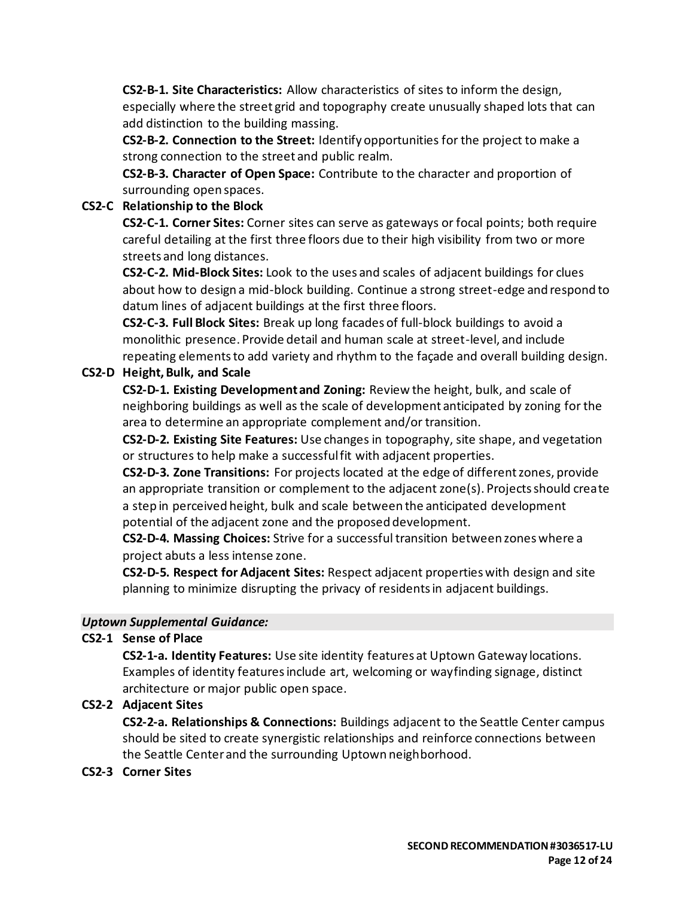**CS2-B-1. Site Characteristics:** Allow characteristics of sites to inform the design, especially where the street grid and topography create unusually shaped lots that can add distinction to the building massing.

**CS2-B-2. Connection to the Street:** Identify opportunities for the project to make a strong connection to the street and public realm.

**CS2-B-3. Character of Open Space:** Contribute to the character and proportion of surrounding open spaces.

**CS2-C Relationship to the Block**

**CS2-C-1. Corner Sites:** Corner sites can serve as gateways or focal points; both require careful detailing at the first three floors due to their high visibility from two or more streets and long distances.

**CS2-C-2. Mid-Block Sites:** Look to the uses and scales of adjacent buildings for clues about how to design a mid-block building. Continue a strong street-edge and respond to datum lines of adjacent buildings at the first three floors.

**CS2-C-3. Full Block Sites:** Break up long facades of full-block buildings to avoid a monolithic presence. Provide detail and human scale at street-level, and include repeating elements to add variety and rhythm to the façade and overall building design.

**CS2-D Height, Bulk, and Scale**

**CS2-D-1. Existing Development and Zoning:** Review the height, bulk, and scale of neighboring buildings as well as the scale of development anticipated by zoning for the area to determine an appropriate complement and/or transition.

**CS2-D-2. Existing Site Features:** Use changes in topography, site shape, and vegetation or structures to help make a successful fit with adjacent properties.

**CS2-D-3. Zone Transitions:** For projects located at the edge of different zones, provide an appropriate transition or complement to the adjacent zone(s). Projects should create a step in perceived height, bulk and scale between the anticipated development potential of the adjacent zone and the proposed development.

**CS2-D-4. Massing Choices:** Strive for a successful transition between zones where a project abuts a less intense zone.

**CS2-D-5. Respect for Adjacent Sites:** Respect adjacent properties with design and site planning to minimize disrupting the privacy of residents in adjacent buildings.

***Uptown Supplemental Guidance:***

**CS2-1 Sense of Place**

**CS2-1-a. Identity Features:** Use site identity features at Uptown Gateway locations. Examples of identity features include art, welcoming or wayfinding signage, distinct architecture or major public open space.

**CS2-2 Adjacent Sites**

**CS2-2-a. Relationships & Connections:** Buildings adjacent to the Seattle Center campus should be sited to create synergistic relationships and reinforce connections between the Seattle Center and the surrounding Uptown neighborhood.

**CS2-3 Corner Sites**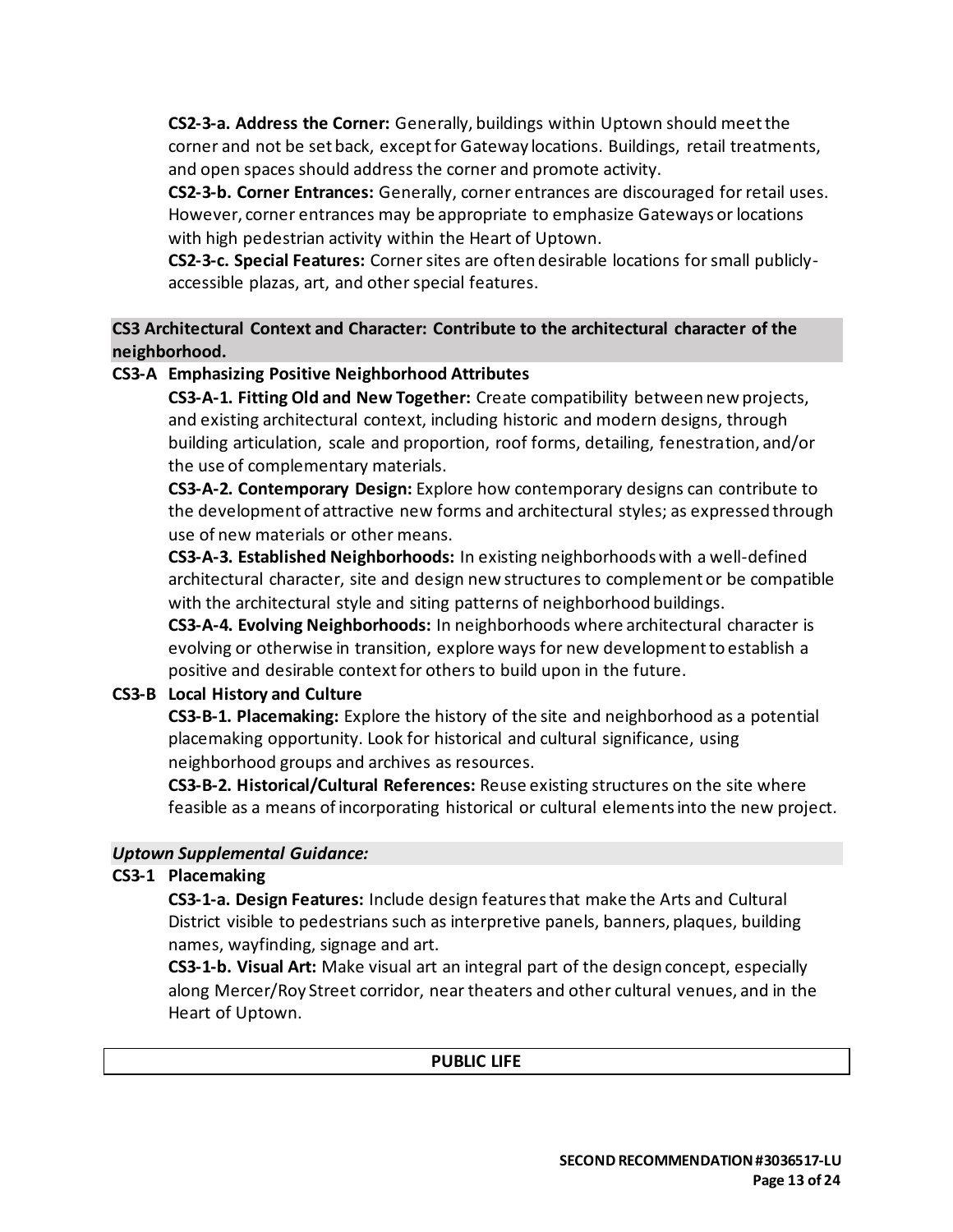**CS2-3-a. Address the Corner:** Generally, buildings within Uptown should meet the corner and not be set back, except for Gateway locations. Buildings, retail treatments, and open spaces should address the corner and promote activity.

**CS2-3-b. Corner Entrances:** Generally, corner entrances are discouraged for retail uses. However, corner entrances may be appropriate to emphasize Gateways or locations with high pedestrian activity within the Heart of Uptown.

**CS2-3-c. Special Features:** Corner sites are often desirable locations for small publicly-accessible plazas, art, and other special features.

## CS3 Architectural Context and Character: Contribute to the architectural character of the neighborhood.

### CS3-A Emphasizing Positive Neighborhood Attributes

**CS3-A-1. Fitting Old and New Together:** Create compatibility between new projects, and existing architectural context, including historic and modern designs, through building articulation, scale and proportion, roof forms, detailing, fenestration, and/or the use of complementary materials.

**CS3-A-2. Contemporary Design:** Explore how contemporary designs can contribute to the development of attractive new forms and architectural styles; as expressed through use of new materials or other means.

**CS3-A-3. Established Neighborhoods:** In existing neighborhoods with a well-defined architectural character, site and design new structures to complement or be compatible with the architectural style and siting patterns of neighborhood buildings.

**CS3-A-4. Evolving Neighborhoods:** In neighborhoods where architectural character is evolving or otherwise in transition, explore ways for new development to establish a positive and desirable context for others to build upon in the future.

### CS3-B Local History and Culture

**CS3-B-1. Placemaking:** Explore the history of the site and neighborhood as a potential placemaking opportunity. Look for historical and cultural significance, using neighborhood groups and archives as resources.

**CS3-B-2. Historical/Cultural References:** Reuse existing structures on the site where feasible as a means of incorporating historical or cultural elements into the new project.

***Uptown Supplemental Guidance:***

### CS3-1 Placemaking

**CS3-1-a. Design Features:** Include design features that make the Arts and Cultural District visible to pedestrians such as interpretive panels, banners, plaques, building names, wayfinding, signage and art.

**CS3-1-b. Visual Art:** Make visual art an integral part of the design concept, especially along Mercer/Roy Street corridor, near theaters and other cultural venues, and in the Heart of Uptown.

## PUBLIC LIFE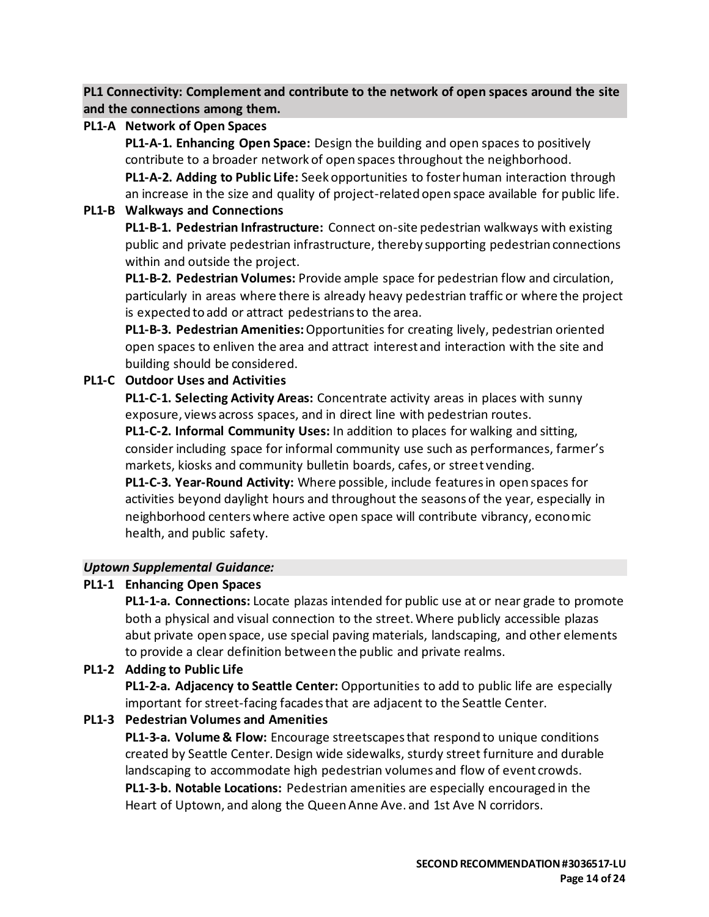**PL1 Connectivity: Complement and contribute to the network of open spaces around the site and the connections among them.**

**PL1-A Network of Open Spaces**

**PL1-A-1. Enhancing Open Space:** Design the building and open spaces to positively contribute to a broader network of open spaces throughout the neighborhood.

**PL1-A-2. Adding to Public Life:** Seek opportunities to foster human interaction through an increase in the size and quality of project-related open space available for public life.

**PL1-B Walkways and Connections**

**PL1-B-1. Pedestrian Infrastructure:** Connect on-site pedestrian walkways with existing public and private pedestrian infrastructure, thereby supporting pedestrian connections within and outside the project.

**PL1-B-2. Pedestrian Volumes:** Provide ample space for pedestrian flow and circulation, particularly in areas where there is already heavy pedestrian traffic or where the project is expected to add or attract pedestrians to the area.

**PL1-B-3. Pedestrian Amenities:** Opportunities for creating lively, pedestrian oriented open spaces to enliven the area and attract interest and interaction with the site and building should be considered.

**PL1-C Outdoor Uses and Activities**

**PL1-C-1. Selecting Activity Areas:** Concentrate activity areas in places with sunny exposure, views across spaces, and in direct line with pedestrian routes.

**PL1-C-2. Informal Community Uses:** In addition to places for walking and sitting, consider including space for informal community use such as performances, farmer's markets, kiosks and community bulletin boards, cafes, or street vending.

**PL1-C-3. Year-Round Activity:** Where possible, include features in open spaces for activities beyond daylight hours and throughout the seasons of the year, especially in neighborhood centers where active open space will contribute vibrancy, economic health, and public safety.

***Uptown Supplemental Guidance:***

**PL1-1 Enhancing Open Spaces**

**PL1-1-a. Connections:** Locate plazas intended for public use at or near grade to promote both a physical and visual connection to the street. Where publicly accessible plazas abut private open space, use special paving materials, landscaping, and other elements to provide a clear definition between the public and private realms.

**PL1-2 Adding to Public Life**

**PL1-2-a. Adjacency to Seattle Center:** Opportunities to add to public life are especially important for street-facing facades that are adjacent to the Seattle Center.

**PL1-3 Pedestrian Volumes and Amenities**

**PL1-3-a. Volume & Flow:** Encourage streetscapes that respond to unique conditions created by Seattle Center. Design wide sidewalks, sturdy street furniture and durable landscaping to accommodate high pedestrian volumes and flow of event crowds.

**PL1-3-b. Notable Locations:** Pedestrian amenities are especially encouraged in the Heart of Uptown, and along the Queen Anne Ave. and 1st Ave N corridors.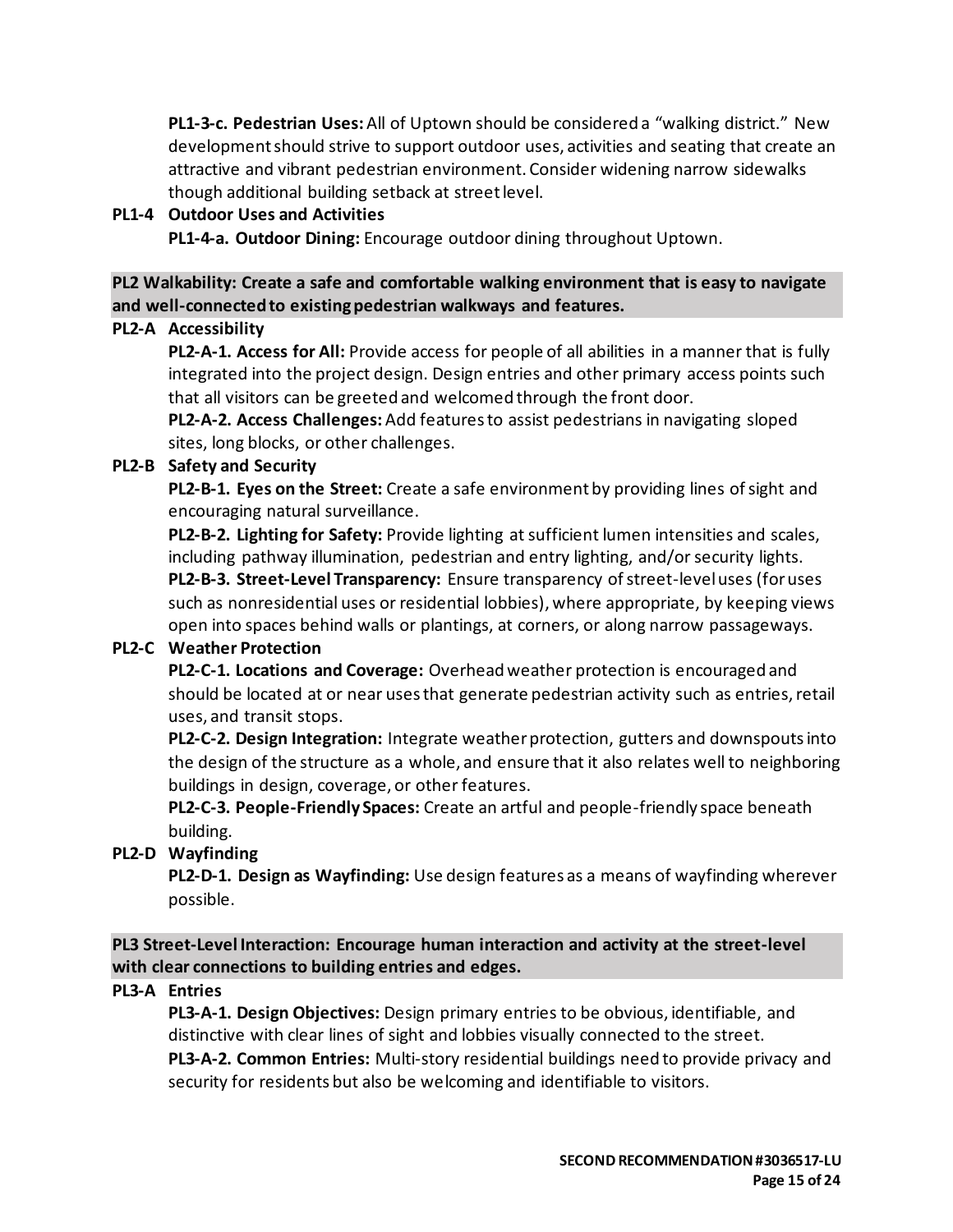**PL1-3-c. Pedestrian Uses:** All of Uptown should be considered a "walking district." New development should strive to support outdoor uses, activities and seating that create an attractive and vibrant pedestrian environment. Consider widening narrow sidewalks though additional building setback at street level.

**PL1-4 Outdoor Uses and Activities**

**PL1-4-a. Outdoor Dining:** Encourage outdoor dining throughout Uptown.

**PL2 Walkability: Create a safe and comfortable walking environment that is easy to navigate and well-connected to existing pedestrian walkways and features.**

**PL2-A Accessibility**

**PL2-A-1. Access for All:** Provide access for people of all abilities in a manner that is fully integrated into the project design. Design entries and other primary access points such that all visitors can be greeted and welcomed through the front door.

**PL2-A-2. Access Challenges:** Add features to assist pedestrians in navigating sloped sites, long blocks, or other challenges.

**PL2-B Safety and Security**

**PL2-B-1. Eyes on the Street:** Create a safe environment by providing lines of sight and encouraging natural surveillance.

**PL2-B-2. Lighting for Safety:** Provide lighting at sufficient lumen intensities and scales, including pathway illumination, pedestrian and entry lighting, and/or security lights.

**PL2-B-3. Street-Level Transparency:** Ensure transparency of street-level uses (for uses such as nonresidential uses or residential lobbies), where appropriate, by keeping views open into spaces behind walls or plantings, at corners, or along narrow passageways.

**PL2-C Weather Protection**

**PL2-C-1. Locations and Coverage:** Overhead weather protection is encouraged and should be located at or near uses that generate pedestrian activity such as entries, retail uses, and transit stops.

**PL2-C-2. Design Integration:** Integrate weather protection, gutters and downspouts into the design of the structure as a whole, and ensure that it also relates well to neighboring buildings in design, coverage, or other features.

**PL2-C-3. People-Friendly Spaces:** Create an artful and people-friendly space beneath building.

**PL2-D Wayfinding**

**PL2-D-1. Design as Wayfinding:** Use design features as a means of wayfinding wherever possible.

**PL3 Street-Level Interaction: Encourage human interaction and activity at the street-level with clear connections to building entries and edges.**

**PL3-A Entries**

**PL3-A-1. Design Objectives:** Design primary entries to be obvious, identifiable, and distinctive with clear lines of sight and lobbies visually connected to the street.

**PL3-A-2. Common Entries:** Multi-story residential buildings need to provide privacy and security for residents but also be welcoming and identifiable to visitors.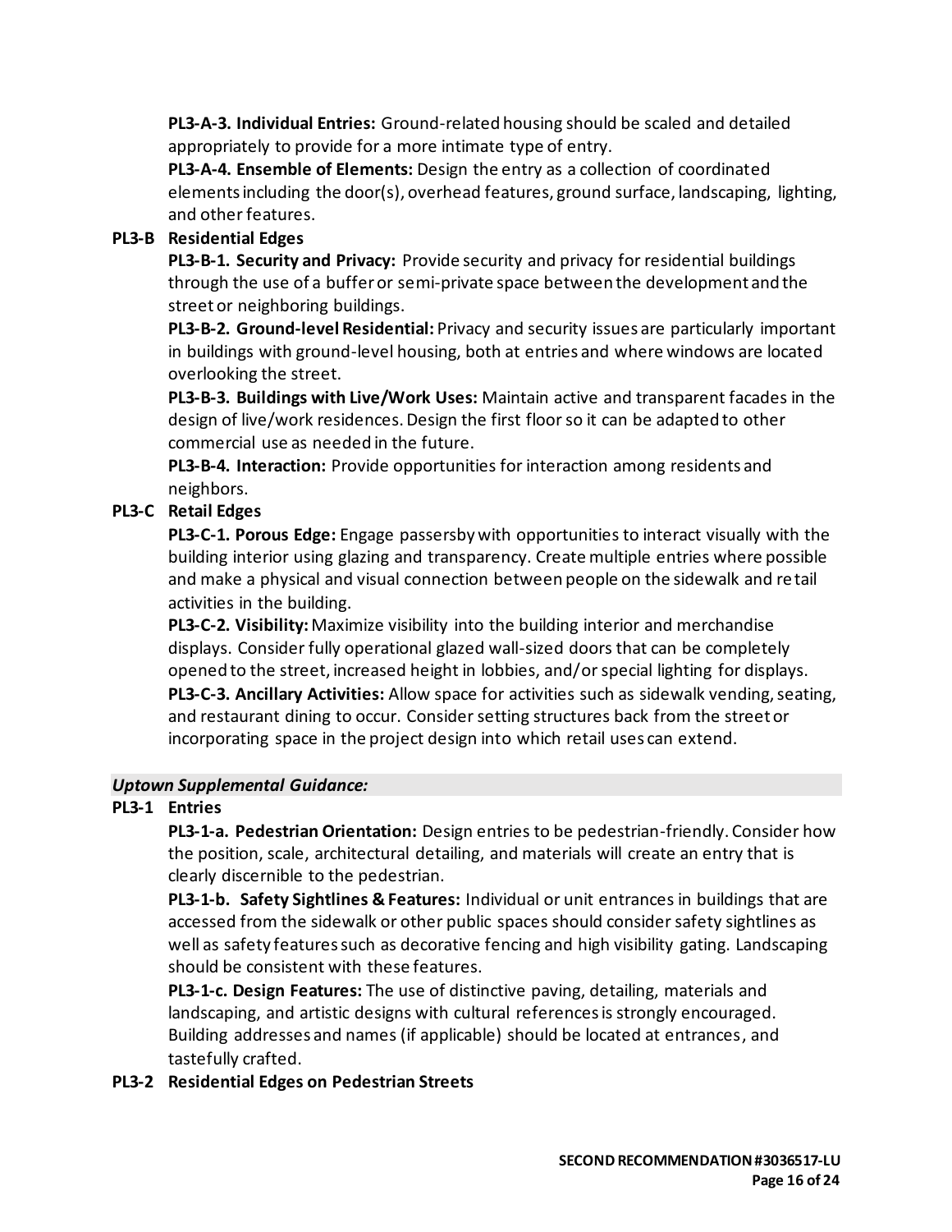**PL3-A-3. Individual Entries:** Ground-related housing should be scaled and detailed appropriately to provide for a more intimate type of entry.

**PL3-A-4. Ensemble of Elements:** Design the entry as a collection of coordinated elements including the door(s), overhead features, ground surface, landscaping, lighting, and other features.

**PL3-B Residential Edges**

**PL3-B-1. Security and Privacy:** Provide security and privacy for residential buildings through the use of a buffer or semi-private space between the development and the street or neighboring buildings.

**PL3-B-2. Ground-level Residential:** Privacy and security issues are particularly important in buildings with ground-level housing, both at entries and where windows are located overlooking the street.

**PL3-B-3. Buildings with Live/Work Uses:** Maintain active and transparent facades in the design of live/work residences. Design the first floor so it can be adapted to other commercial use as needed in the future.

**PL3-B-4. Interaction:** Provide opportunities for interaction among residents and neighbors.

**PL3-C Retail Edges**

**PL3-C-1. Porous Edge:** Engage passersby with opportunities to interact visually with the building interior using glazing and transparency. Create multiple entries where possible and make a physical and visual connection between people on the sidewalk and retail activities in the building.

**PL3-C-2. Visibility:** Maximize visibility into the building interior and merchandise displays. Consider fully operational glazed wall-sized doors that can be completely opened to the street, increased height in lobbies, and/or special lighting for displays.

**PL3-C-3. Ancillary Activities:** Allow space for activities such as sidewalk vending, seating, and restaurant dining to occur. Consider setting structures back from the street or incorporating space in the project design into which retail uses can extend.

***Uptown Supplemental Guidance:***

**PL3-1 Entries**

**PL3-1-a. Pedestrian Orientation:** Design entries to be pedestrian-friendly. Consider how the position, scale, architectural detailing, and materials will create an entry that is clearly discernible to the pedestrian.

**PL3-1-b. Safety Sightlines & Features:** Individual or unit entrances in buildings that are accessed from the sidewalk or other public spaces should consider safety sightlines as well as safety features such as decorative fencing and high visibility gating. Landscaping should be consistent with these features.

**PL3-1-c. Design Features:** The use of distinctive paving, detailing, materials and landscaping, and artistic designs with cultural references is strongly encouraged. Building addresses and names (if applicable) should be located at entrances, and tastefully crafted.

**PL3-2 Residential Edges on Pedestrian Streets**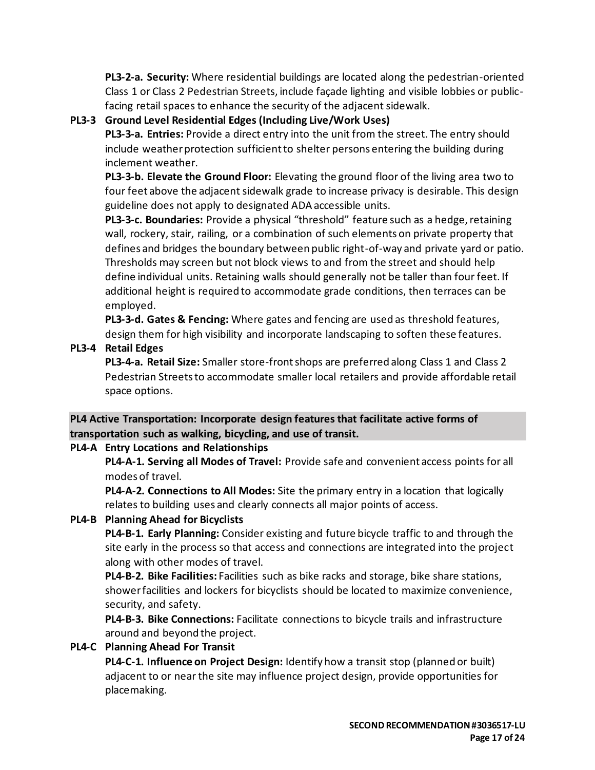**PL3-2-a. Security:** Where residential buildings are located along the pedestrian-oriented Class 1 or Class 2 Pedestrian Streets, include façade lighting and visible lobbies or public-facing retail spaces to enhance the security of the adjacent sidewalk.

**PL3-3 Ground Level Residential Edges (Including Live/Work Uses)**

**PL3-3-a. Entries:** Provide a direct entry into the unit from the street. The entry should include weather protection sufficient to shelter persons entering the building during inclement weather.

**PL3-3-b. Elevate the Ground Floor:** Elevating the ground floor of the living area two to four feet above the adjacent sidewalk grade to increase privacy is desirable. This design guideline does not apply to designated ADA accessible units.

**PL3-3-c. Boundaries:** Provide a physical "threshold" feature such as a hedge, retaining wall, rockery, stair, railing, or a combination of such elements on private property that defines and bridges the boundary between public right-of-way and private yard or patio. Thresholds may screen but not block views to and from the street and should help define individual units. Retaining walls should generally not be taller than four feet. If additional height is required to accommodate grade conditions, then terraces can be employed.

**PL3-3-d. Gates & Fencing:** Where gates and fencing are used as threshold features, design them for high visibility and incorporate landscaping to soften these features.

**PL3-4 Retail Edges**

**PL3-4-a. Retail Size:** Smaller store-front shops are preferred along Class 1 and Class 2 Pedestrian Streets to accommodate smaller local retailers and provide affordable retail space options.

**PL4 Active Transportation: Incorporate design features that facilitate active forms of transportation such as walking, bicycling, and use of transit.**

**PL4-A Entry Locations and Relationships**

**PL4-A-1. Serving all Modes of Travel:** Provide safe and convenient access points for all modes of travel.

**PL4-A-2. Connections to All Modes:** Site the primary entry in a location that logically relates to building uses and clearly connects all major points of access.

**PL4-B Planning Ahead for Bicyclists**

**PL4-B-1. Early Planning:** Consider existing and future bicycle traffic to and through the site early in the process so that access and connections are integrated into the project along with other modes of travel.

**PL4-B-2. Bike Facilities:** Facilities such as bike racks and storage, bike share stations, shower facilities and lockers for bicyclists should be located to maximize convenience, security, and safety.

**PL4-B-3. Bike Connections:** Facilitate connections to bicycle trails and infrastructure around and beyond the project.

**PL4-C Planning Ahead For Transit**

**PL4-C-1. Influence on Project Design:** Identify how a transit stop (planned or built) adjacent to or near the site may influence project design, provide opportunities for placemaking.

**SECOND RECOMMENDATION #3036517-LU**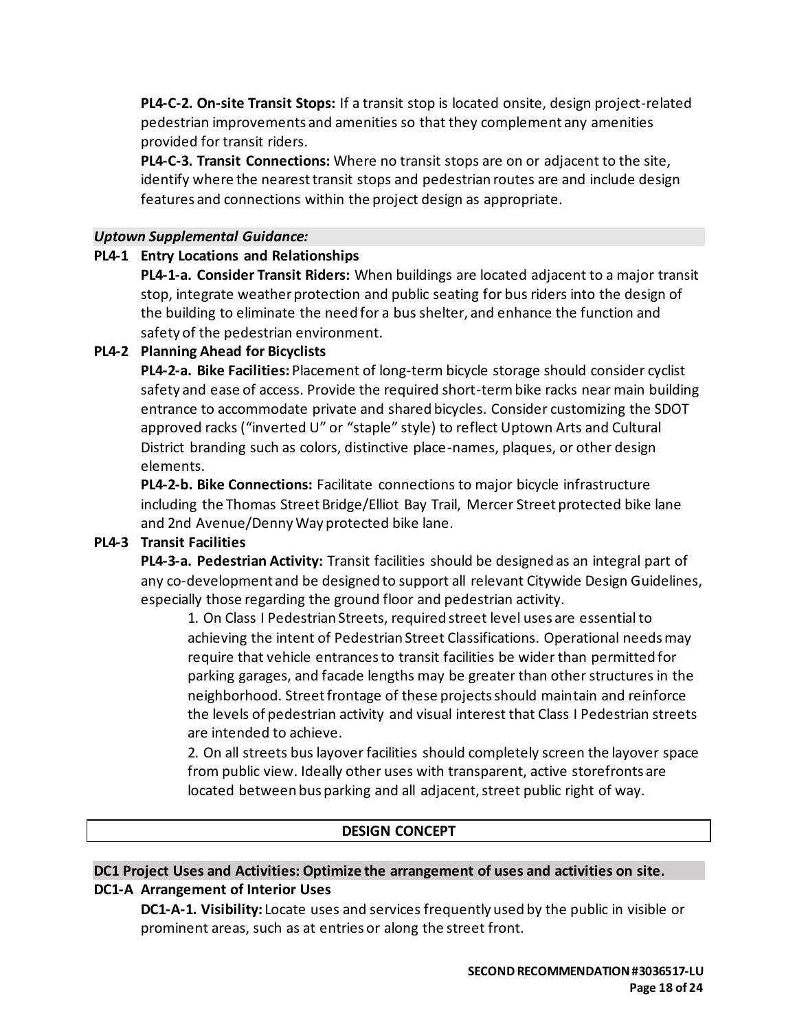**PL4-C-2. On-site Transit Stops:** If a transit stop is located onsite, design project-related pedestrian improvements and amenities so that they complement any amenities provided for transit riders.

**PL4-C-3. Transit Connections:** Where no transit stops are on or adjacent to the site, identify where the nearest transit stops and pedestrian routes are and include design features and connections within the project design as appropriate.

***Uptown Supplemental Guidance:***

**PL4-1 Entry Locations and Relationships**

**PL4-1-a. Consider Transit Riders:** When buildings are located adjacent to a major transit stop, integrate weather protection and public seating for bus riders into the design of the building to eliminate the need for a bus shelter, and enhance the function and safety of the pedestrian environment.

**PL4-2 Planning Ahead for Bicyclists**

**PL4-2-a. Bike Facilities:** Placement of long-term bicycle storage should consider cyclist safety and ease of access. Provide the required short-term bike racks near main building entrance to accommodate private and shared bicycles. Consider customizing the SDOT approved racks ("inverted U" or "staple" style) to reflect Uptown Arts and Cultural District branding such as colors, distinctive place-names, plaques, or other design elements.

**PL4-2-b. Bike Connections:** Facilitate connections to major bicycle infrastructure including the Thomas Street Bridge/Elliot Bay Trail, Mercer Street protected bike lane and 2nd Avenue/Denny Way protected bike lane.

**PL4-3 Transit Facilities**

**PL4-3-a. Pedestrian Activity:** Transit facilities should be designed as an integral part of any co-development and be designed to support all relevant Citywide Design Guidelines, especially those regarding the ground floor and pedestrian activity.

1. On Class I Pedestrian Streets, required street level uses are essential to achieving the intent of Pedestrian Street Classifications. Operational needs may require that vehicle entrances to transit facilities be wider than permitted for parking garages, and facade lengths may be greater than other structures in the neighborhood. Street frontage of these projects should maintain and reinforce the levels of pedestrian activity and visual interest that Class I Pedestrian streets are intended to achieve.
2. On all streets bus layover facilities should completely screen the layover space from public view. Ideally other uses with transparent, active storefronts are located between bus parking and all adjacent, street public right of way.

## DESIGN CONCEPT

**DC1 Project Uses and Activities: Optimize the arrangement of uses and activities on site.**

**DC1-A Arrangement of Interior Uses**

**DC1-A-1. Visibility:** Locate uses and services frequently used by the public in visible or prominent areas, such as at entries or along the street front.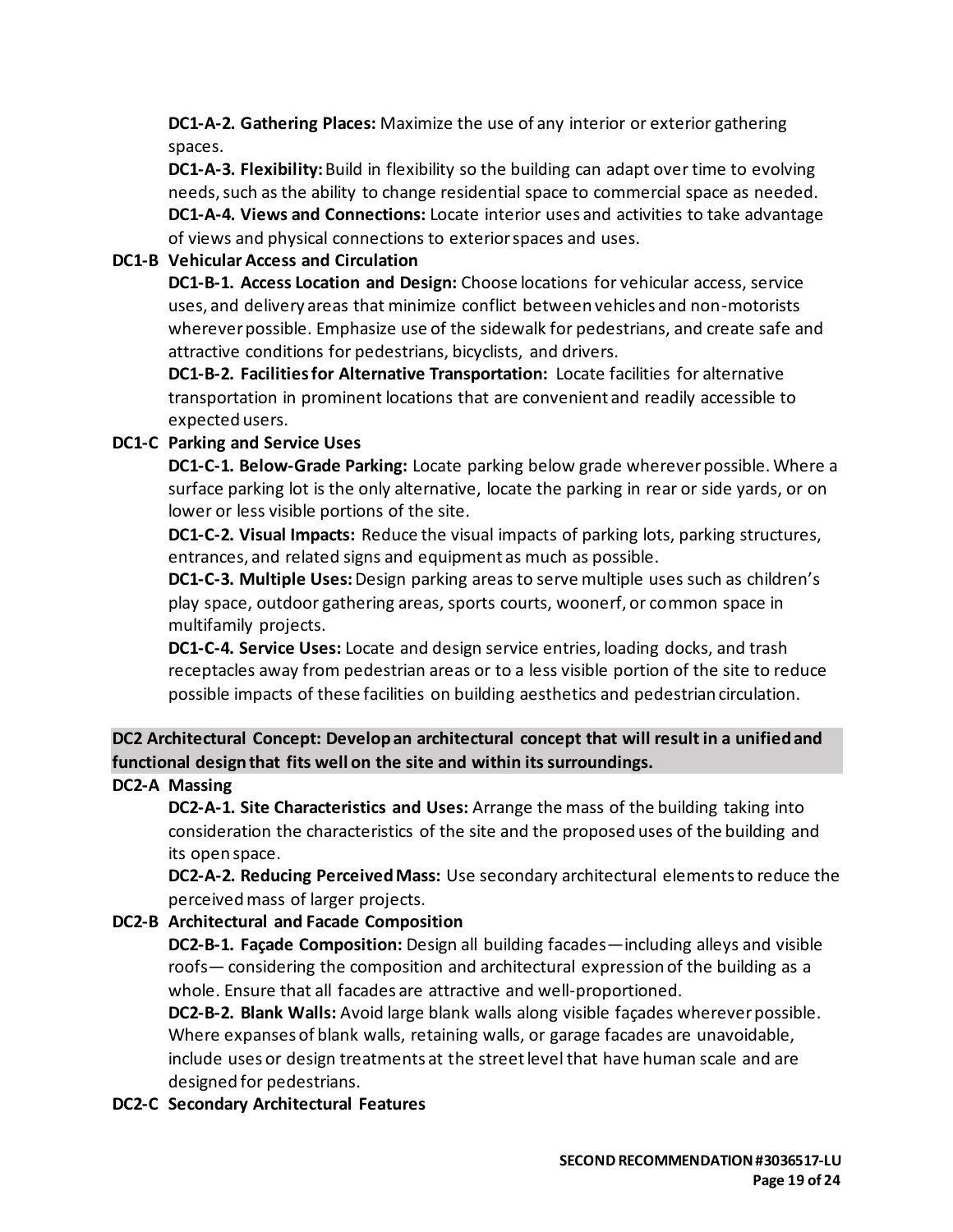**DC1-A-2. Gathering Places:** Maximize the use of any interior or exterior gathering spaces.

**DC1-A-3. Flexibility:** Build in flexibility so the building can adapt over time to evolving needs, such as the ability to change residential space to commercial space as needed.

**DC1-A-4. Views and Connections:** Locate interior uses and activities to take advantage of views and physical connections to exterior spaces and uses.

**DC1-B Vehicular Access and Circulation**

**DC1-B-1. Access Location and Design:** Choose locations for vehicular access, service uses, and delivery areas that minimize conflict between vehicles and non-motorists wherever possible. Emphasize use of the sidewalk for pedestrians, and create safe and attractive conditions for pedestrians, bicyclists, and drivers.

**DC1-B-2. Facilities for Alternative Transportation:** Locate facilities for alternative transportation in prominent locations that are convenient and readily accessible to expected users.

**DC1-C Parking and Service Uses**

**DC1-C-1. Below-Grade Parking:** Locate parking below grade wherever possible. Where a surface parking lot is the only alternative, locate the parking in rear or side yards, or on lower or less visible portions of the site.

**DC1-C-2. Visual Impacts:** Reduce the visual impacts of parking lots, parking structures, entrances, and related signs and equipment as much as possible.

**DC1-C-3. Multiple Uses:** Design parking areas to serve multiple uses such as children's play space, outdoor gathering areas, sports courts, woonerf, or common space in multifamily projects.

**DC1-C-4. Service Uses:** Locate and design service entries, loading docks, and trash receptacles away from pedestrian areas or to a less visible portion of the site to reduce possible impacts of these facilities on building aesthetics and pedestrian circulation.

## DC2 Architectural Concept: Develop an architectural concept that will result in a unified and functional design that fits well on the site and within its surroundings.

**DC2-A Massing**

**DC2-A-1. Site Characteristics and Uses:** Arrange the mass of the building taking into consideration the characteristics of the site and the proposed uses of the building and its open space.

**DC2-A-2. Reducing Perceived Mass:** Use secondary architectural elements to reduce the perceived mass of larger projects.

**DC2-B Architectural and Facade Composition**

**DC2-B-1. Façade Composition:** Design all building facades—including alleys and visible roofs— considering the composition and architectural expression of the building as a whole. Ensure that all facades are attractive and well-proportioned.

**DC2-B-2. Blank Walls:** Avoid large blank walls along visible façades wherever possible. Where expanses of blank walls, retaining walls, or garage facades are unavoidable, include uses or design treatments at the street level that have human scale and are designed for pedestrians.

**DC2-C Secondary Architectural Features**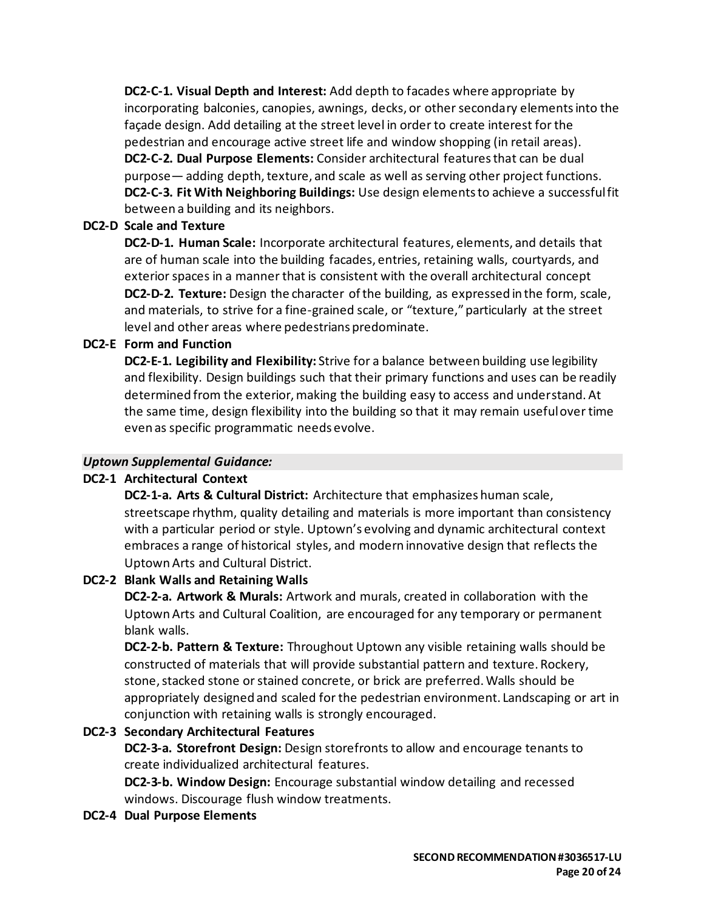**DC2-C-1. Visual Depth and Interest:** Add depth to facades where appropriate by incorporating balconies, canopies, awnings, decks, or other secondary elements into the façade design. Add detailing at the street level in order to create interest for the pedestrian and encourage active street life and window shopping (in retail areas).
**DC2-C-2. Dual Purpose Elements:** Consider architectural features that can be dual purpose— adding depth, texture, and scale as well as serving other project functions.
**DC2-C-3. Fit With Neighboring Buildings:** Use design elements to achieve a successful fit between a building and its neighbors.

**DC2-D Scale and Texture**

**DC2-D-1. Human Scale:** Incorporate architectural features, elements, and details that are of human scale into the building facades, entries, retaining walls, courtyards, and exterior spaces in a manner that is consistent with the overall architectural concept
**DC2-D-2. Texture:** Design the character of the building, as expressed in the form, scale, and materials, to strive for a fine-grained scale, or "texture," particularly at the street level and other areas where pedestrians predominate.

**DC2-E Form and Function**

**DC2-E-1. Legibility and Flexibility:** Strive for a balance between building use legibility and flexibility. Design buildings such that their primary functions and uses can be readily determined from the exterior, making the building easy to access and understand. At the same time, design flexibility into the building so that it may remain useful over time even as specific programmatic needs evolve.

***Uptown Supplemental Guidance:***

**DC2-1 Architectural Context**

**DC2-1-a. Arts & Cultural District:** Architecture that emphasizes human scale, streetscape rhythm, quality detailing and materials is more important than consistency with a particular period or style. Uptown's evolving and dynamic architectural context embraces a range of historical styles, and modern innovative design that reflects the Uptown Arts and Cultural District.

**DC2-2 Blank Walls and Retaining Walls**

**DC2-2-a. Artwork & Murals:** Artwork and murals, created in collaboration with the Uptown Arts and Cultural Coalition, are encouraged for any temporary or permanent blank walls.
**DC2-2-b. Pattern & Texture:** Throughout Uptown any visible retaining walls should be constructed of materials that will provide substantial pattern and texture. Rockery, stone, stacked stone or stained concrete, or brick are preferred. Walls should be appropriately designed and scaled for the pedestrian environment. Landscaping or art in conjunction with retaining walls is strongly encouraged.

**DC2-3 Secondary Architectural Features**

**DC2-3-a. Storefront Design:** Design storefronts to allow and encourage tenants to create individualized architectural features.
**DC2-3-b. Window Design:** Encourage substantial window detailing and recessed windows. Discourage flush window treatments.

**DC2-4 Dual Purpose Elements**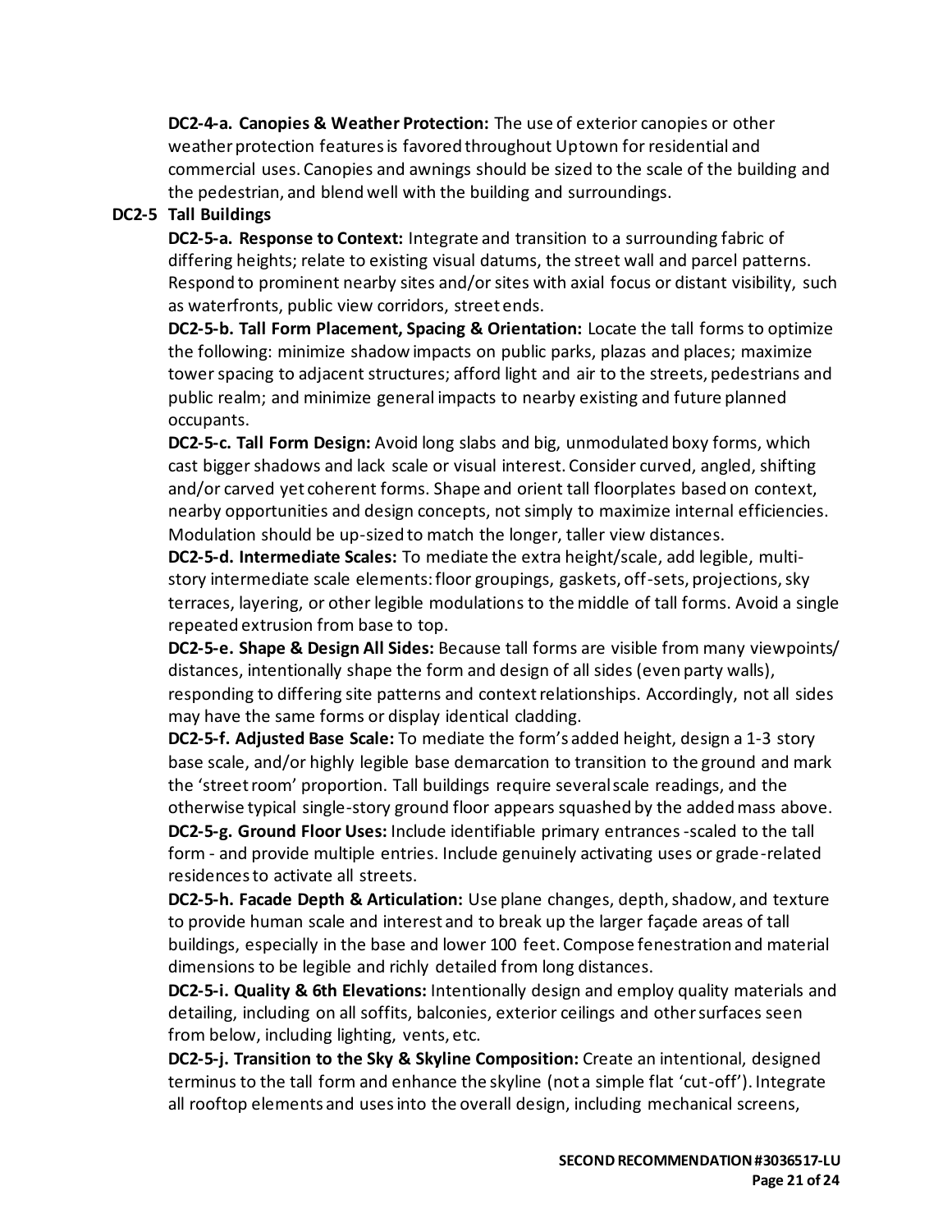**DC2-4-a. Canopies & Weather Protection:** The use of exterior canopies or other weather protection features is favored throughout Uptown for residential and commercial uses. Canopies and awnings should be sized to the scale of the building and the pedestrian, and blend well with the building and surroundings.

**DC2-5 Tall Buildings**

**DC2-5-a. Response to Context:** Integrate and transition to a surrounding fabric of differing heights; relate to existing visual datums, the street wall and parcel patterns. Respond to prominent nearby sites and/or sites with axial focus or distant visibility, such as waterfronts, public view corridors, street ends.

**DC2-5-b. Tall Form Placement, Spacing & Orientation:** Locate the tall forms to optimize the following: minimize shadow impacts on public parks, plazas and places; maximize tower spacing to adjacent structures; afford light and air to the streets, pedestrians and public realm; and minimize general impacts to nearby existing and future planned occupants.

**DC2-5-c. Tall Form Design:** Avoid long slabs and big, unmodulated boxy forms, which cast bigger shadows and lack scale or visual interest. Consider curved, angled, shifting and/or carved yet coherent forms. Shape and orient tall floorplates based on context, nearby opportunities and design concepts, not simply to maximize internal efficiencies. Modulation should be up-sized to match the longer, taller view distances.

**DC2-5-d. Intermediate Scales:** To mediate the extra height/scale, add legible, multi-story intermediate scale elements: floor groupings, gaskets, off-sets, projections, sky terraces, layering, or other legible modulations to the middle of tall forms. Avoid a single repeated extrusion from base to top.

**DC2-5-e. Shape & Design All Sides:** Because tall forms are visible from many viewpoints/ distances, intentionally shape the form and design of all sides (even party walls), responding to differing site patterns and context relationships. Accordingly, not all sides may have the same forms or display identical cladding.

**DC2-5-f. Adjusted Base Scale:** To mediate the form's added height, design a 1-3 story base scale, and/or highly legible base demarcation to transition to the ground and mark the 'street room' proportion. Tall buildings require several scale readings, and the otherwise typical single-story ground floor appears squashed by the added mass above.

**DC2-5-g. Ground Floor Uses:** Include identifiable primary entrances -scaled to the tall form - and provide multiple entries. Include genuinely activating uses or grade-related residences to activate all streets.

**DC2-5-h. Facade Depth & Articulation:** Use plane changes, depth, shadow, and texture to provide human scale and interest and to break up the larger façade areas of tall buildings, especially in the base and lower 100 feet. Compose fenestration and material dimensions to be legible and richly detailed from long distances.

**DC2-5-i. Quality & 6th Elevations:** Intentionally design and employ quality materials and detailing, including on all soffits, balconies, exterior ceilings and other surfaces seen from below, including lighting, vents, etc.

**DC2-5-j. Transition to the Sky & Skyline Composition:** Create an intentional, designed terminus to the tall form and enhance the skyline (not a simple flat 'cut-off'). Integrate all rooftop elements and uses into the overall design, including mechanical screens,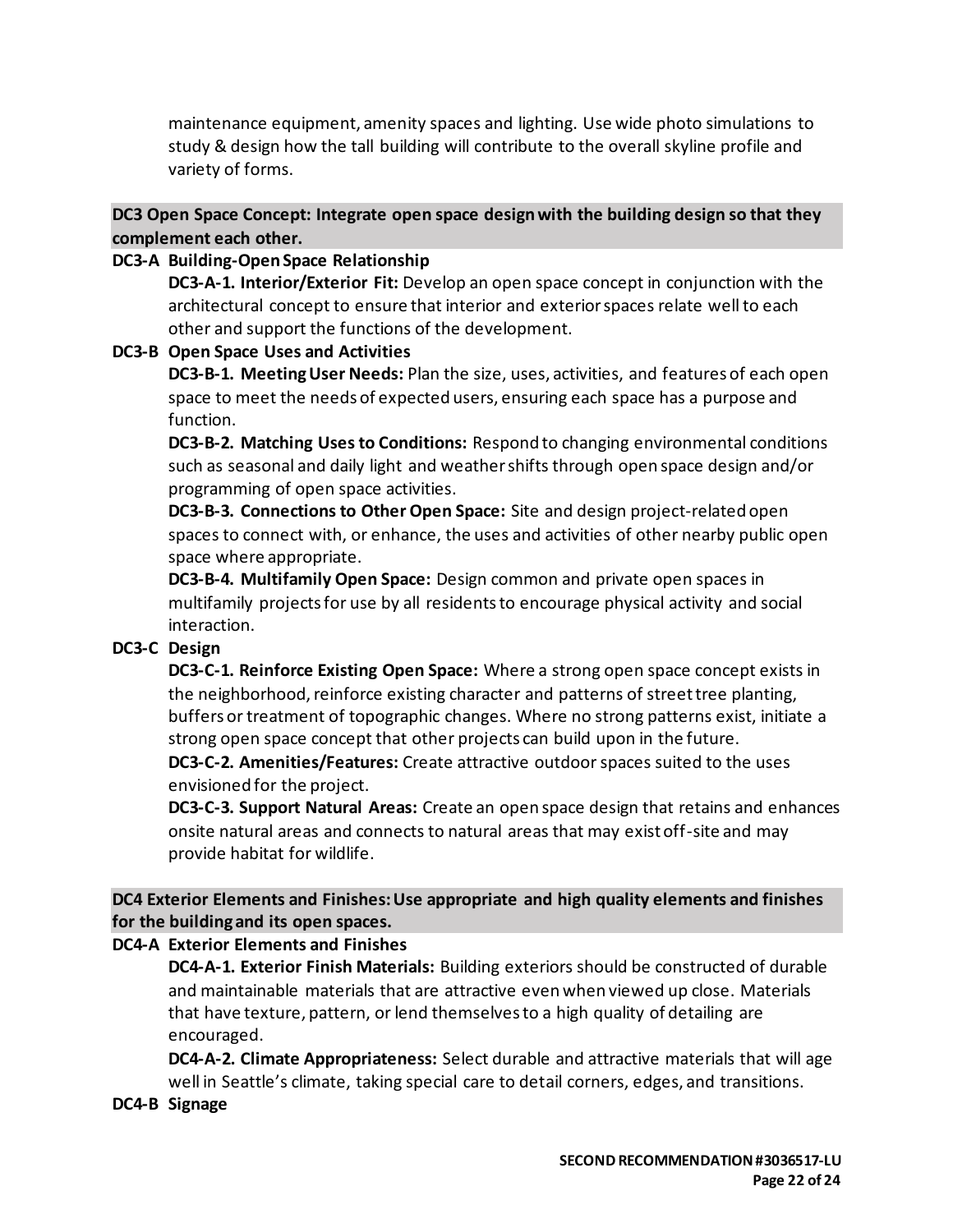maintenance equipment, amenity spaces and lighting. Use wide photo simulations to study & design how the tall building will contribute to the overall skyline profile and variety of forms.

**DC3 Open Space Concept: Integrate open space design with the building design so that they complement each other.**

**DC3-A Building-Open Space Relationship**

**DC3-A-1. Interior/Exterior Fit:** Develop an open space concept in conjunction with the architectural concept to ensure that interior and exterior spaces relate well to each other and support the functions of the development.

**DC3-B Open Space Uses and Activities**

**DC3-B-1. Meeting User Needs:** Plan the size, uses, activities, and features of each open space to meet the needs of expected users, ensuring each space has a purpose and function.

**DC3-B-2. Matching Uses to Conditions:** Respond to changing environmental conditions such as seasonal and daily light and weather shifts through open space design and/or programming of open space activities.

**DC3-B-3. Connections to Other Open Space:** Site and design project-related open spaces to connect with, or enhance, the uses and activities of other nearby public open space where appropriate.

**DC3-B-4. Multifamily Open Space:** Design common and private open spaces in multifamily projects for use by all residents to encourage physical activity and social interaction.

**DC3-C Design**

**DC3-C-1. Reinforce Existing Open Space:** Where a strong open space concept exists in the neighborhood, reinforce existing character and patterns of street tree planting, buffers or treatment of topographic changes. Where no strong patterns exist, initiate a strong open space concept that other projects can build upon in the future.

**DC3-C-2. Amenities/Features:** Create attractive outdoor spaces suited to the uses envisioned for the project.

**DC3-C-3. Support Natural Areas:** Create an open space design that retains and enhances onsite natural areas and connects to natural areas that may exist off-site and may provide habitat for wildlife.

**DC4 Exterior Elements and Finishes: Use appropriate and high quality elements and finishes for the building and its open spaces.**

**DC4-A Exterior Elements and Finishes**

**DC4-A-1. Exterior Finish Materials:** Building exteriors should be constructed of durable and maintainable materials that are attractive even when viewed up close. Materials that have texture, pattern, or lend themselves to a high quality of detailing are encouraged.

**DC4-A-2. Climate Appropriateness:** Select durable and attractive materials that will age well in Seattle's climate, taking special care to detail corners, edges, and transitions.

**DC4-B Signage**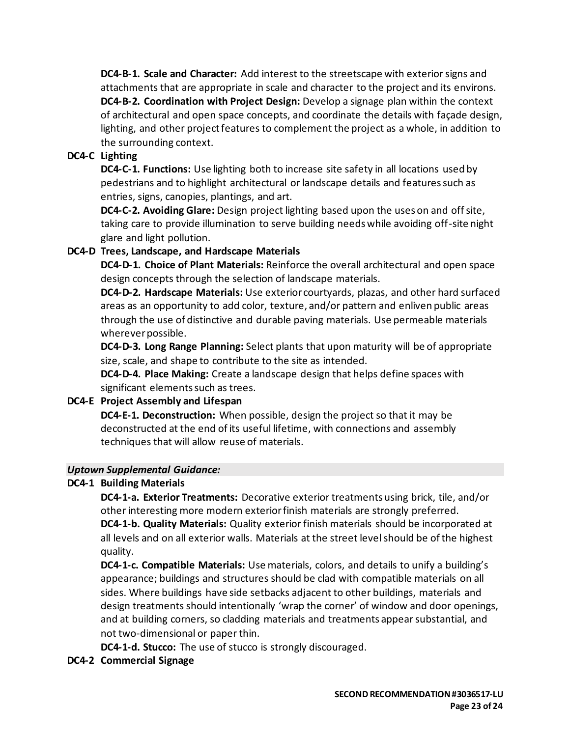**DC4-B-1. Scale and Character:** Add interest to the streetscape with exterior signs and attachments that are appropriate in scale and character to the project and its environs.

**DC4-B-2. Coordination with Project Design:** Develop a signage plan within the context of architectural and open space concepts, and coordinate the details with façade design, lighting, and other project features to complement the project as a whole, in addition to the surrounding context.

**DC4-C Lighting**

**DC4-C-1. Functions:** Use lighting both to increase site safety in all locations used by pedestrians and to highlight architectural or landscape details and features such as entries, signs, canopies, plantings, and art.

**DC4-C-2. Avoiding Glare:** Design project lighting based upon the uses on and off site, taking care to provide illumination to serve building needs while avoiding off-site night glare and light pollution.

**DC4-D Trees, Landscape, and Hardscape Materials**

**DC4-D-1. Choice of Plant Materials:** Reinforce the overall architectural and open space design concepts through the selection of landscape materials.

**DC4-D-2. Hardscape Materials:** Use exterior courtyards, plazas, and other hard surfaced areas as an opportunity to add color, texture, and/or pattern and enliven public areas through the use of distinctive and durable paving materials. Use permeable materials wherever possible.

**DC4-D-3. Long Range Planning:** Select plants that upon maturity will be of appropriate size, scale, and shape to contribute to the site as intended.

**DC4-D-4. Place Making:** Create a landscape design that helps define spaces with significant elements such as trees.

**DC4-E Project Assembly and Lifespan**

**DC4-E-1. Deconstruction:** When possible, design the project so that it may be deconstructed at the end of its useful lifetime, with connections and assembly techniques that will allow reuse of materials.

***Uptown Supplemental Guidance:***

**DC4-1 Building Materials**

**DC4-1-a. Exterior Treatments:** Decorative exterior treatments using brick, tile, and/or other interesting more modern exterior finish materials are strongly preferred.

**DC4-1-b. Quality Materials:** Quality exterior finish materials should be incorporated at all levels and on all exterior walls. Materials at the street level should be of the highest quality.

**DC4-1-c. Compatible Materials:** Use materials, colors, and details to unify a building's appearance; buildings and structures should be clad with compatible materials on all sides. Where buildings have side setbacks adjacent to other buildings, materials and design treatments should intentionally 'wrap the corner' of window and door openings, and at building corners, so cladding materials and treatments appear substantial, and not two-dimensional or paper thin.

**DC4-1-d. Stucco:** The use of stucco is strongly discouraged.

**DC4-2 Commercial Signage**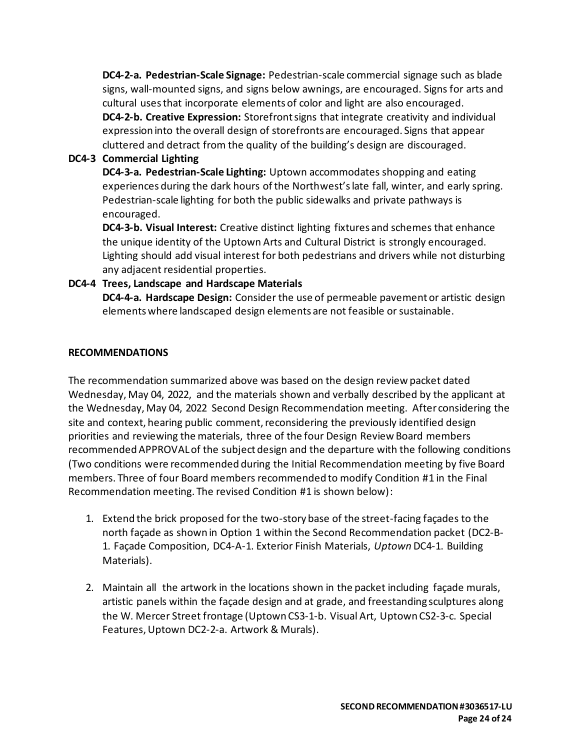**DC4-2-a. Pedestrian-Scale Signage:** Pedestrian-scale commercial signage such as blade signs, wall-mounted signs, and signs below awnings, are encouraged. Signs for arts and cultural uses that incorporate elements of color and light are also encouraged.

**DC4-2-b. Creative Expression:** Storefront signs that integrate creativity and individual expression into the overall design of storefronts are encouraged. Signs that appear cluttered and detract from the quality of the building's design are discouraged.

**DC4-3 Commercial Lighting**

**DC4-3-a. Pedestrian-Scale Lighting:** Uptown accommodates shopping and eating experiences during the dark hours of the Northwest's late fall, winter, and early spring. Pedestrian-scale lighting for both the public sidewalks and private pathways is encouraged.

**DC4-3-b. Visual Interest:** Creative distinct lighting fixtures and schemes that enhance the unique identity of the Uptown Arts and Cultural District is strongly encouraged. Lighting should add visual interest for both pedestrians and drivers while not disturbing any adjacent residential properties.

**DC4-4 Trees, Landscape and Hardscape Materials**

**DC4-4-a. Hardscape Design:** Consider the use of permeable pavement or artistic design elements where landscaped design elements are not feasible or sustainable.

**RECOMMENDATIONS**

The recommendation summarized above was based on the design review packet dated Wednesday, May 04, 2022, and the materials shown and verbally described by the applicant at the Wednesday, May 04, 2022 Second Design Recommendation meeting. After considering the site and context, hearing public comment, reconsidering the previously identified design priorities and reviewing the materials, three of the four Design Review Board members recommended APPROVAL of the subject design and the departure with the following conditions (Two conditions were recommended during the Initial Recommendation meeting by five Board members. Three of four Board members recommended to modify Condition #1 in the Final Recommendation meeting. The revised Condition #1 is shown below):

1. Extend the brick proposed for the two-story base of the street-facing façades to the north façade as shown in Option 1 within the Second Recommendation packet (DC2-B-1. Façade Composition, DC4-A-1. Exterior Finish Materials, *Uptown* DC4-1. Building Materials).

2. Maintain all the artwork in the locations shown in the packet including façade murals, artistic panels within the façade design and at grade, and freestanding sculptures along the W. Mercer Street frontage (Uptown CS3-1-b. Visual Art, Uptown CS2-3-c. Special Features, Uptown DC2-2-a. Artwork & Murals).